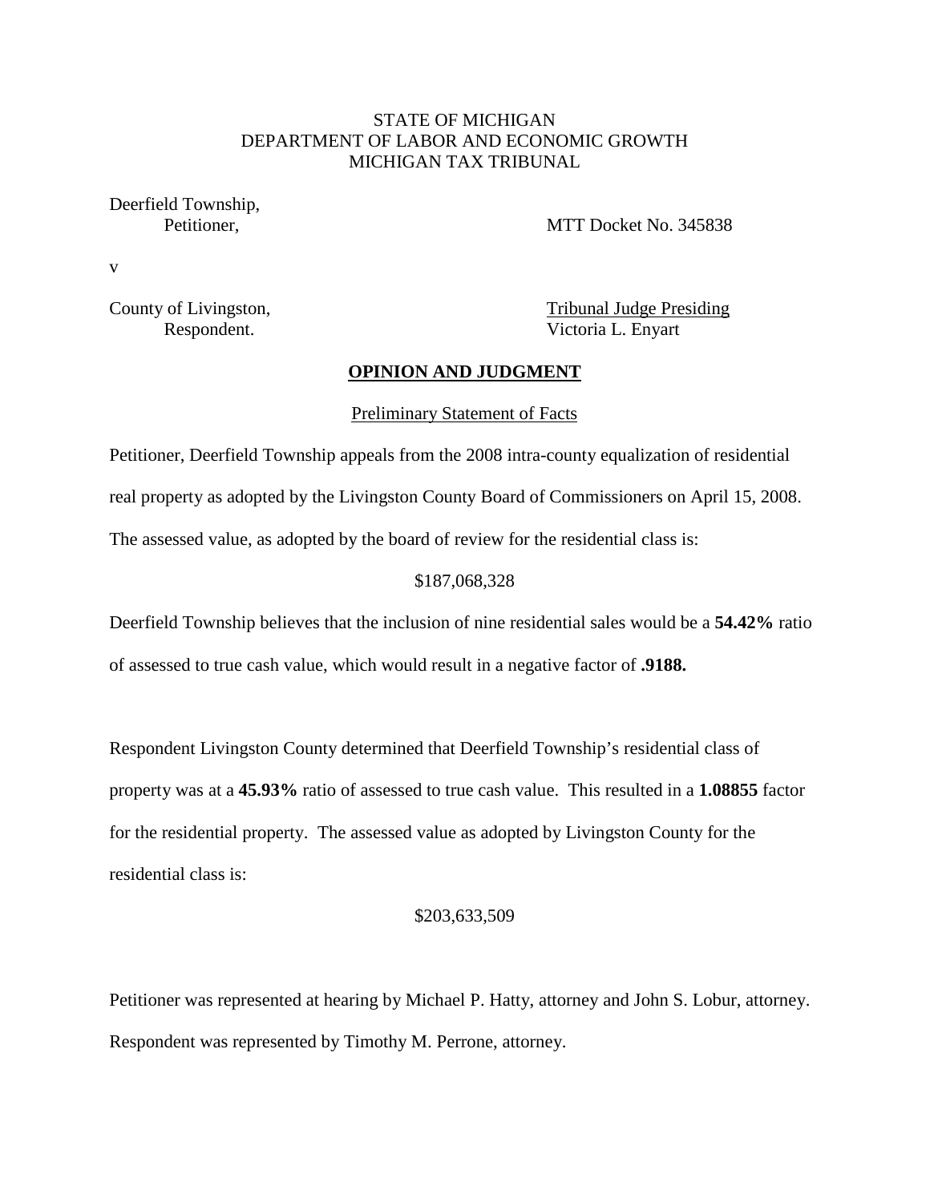STATE OF MICHIGAN
DEPARTMENT OF LABOR AND ECONOMIC GROWTH
MICHIGAN TAX TRIBUNAL

Deerfield Township,
Petitioner,

MTT Docket No. 345838

v

County of Livingston,
Respondent.

Tribunal Judge Presiding
Victoria L. Enyart

**OPINION AND JUDGMENT**

Preliminary Statement of Facts

Petitioner, Deerfield Township appeals from the 2008 intra-county equalization of residential real property as adopted by the Livingston County Board of Commissioners on April 15, 2008. The assessed value, as adopted by the board of review for the residential class is:

$187,068,328

Deerfield Township believes that the inclusion of nine residential sales would be a **54.42%** ratio of assessed to true cash value, which would result in a negative factor of **.9188.**

Respondent Livingston County determined that Deerfield Township's residential class of property was at a **45.93%** ratio of assessed to true cash value. This resulted in a **1.08855** factor for the residential property. The assessed value as adopted by Livingston County for the residential class is:

$203,633,509

Petitioner was represented at hearing by Michael P. Hatty, attorney and John S. Lobur, attorney. Respondent was represented by Timothy M. Perrone, attorney.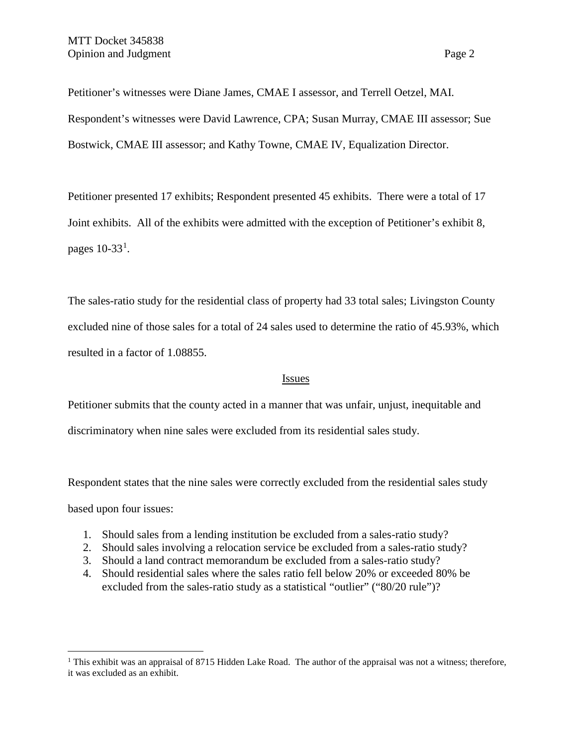Petitioner's witnesses were Diane James, CMAE I assessor, and Terrell Oetzel, MAI. Respondent's witnesses were David Lawrence, CPA; Susan Murray, CMAE III assessor; Sue Bostwick, CMAE III assessor; and Kathy Towne, CMAE IV, Equalization Director.

Petitioner presented 17 exhibits; Respondent presented 45 exhibits. There were a total of 17 Joint exhibits. All of the exhibits were admitted with the exception of Petitioner's exhibit 8, pages 10-33[1].

The sales-ratio study for the residential class of property had 33 total sales; Livingston County excluded nine of those sales for a total of 24 sales used to determine the ratio of 45.93%, which resulted in a factor of 1.08855.

## Issues

Petitioner submits that the county acted in a manner that was unfair, unjust, inequitable and discriminatory when nine sales were excluded from its residential sales study.

Respondent states that the nine sales were correctly excluded from the residential sales study based upon four issues:

1. Should sales from a lending institution be excluded from a sales-ratio study?
2. Should sales involving a relocation service be excluded from a sales-ratio study?
3. Should a land contract memorandum be excluded from a sales-ratio study?
4. Should residential sales where the sales ratio fell below 20% or exceeded 80% be excluded from the sales-ratio study as a statistical "outlier" ("80/20 rule")?

[1] This exhibit was an appraisal of 8715 Hidden Lake Road. The author of the appraisal was not a witness; therefore, it was excluded as an exhibit.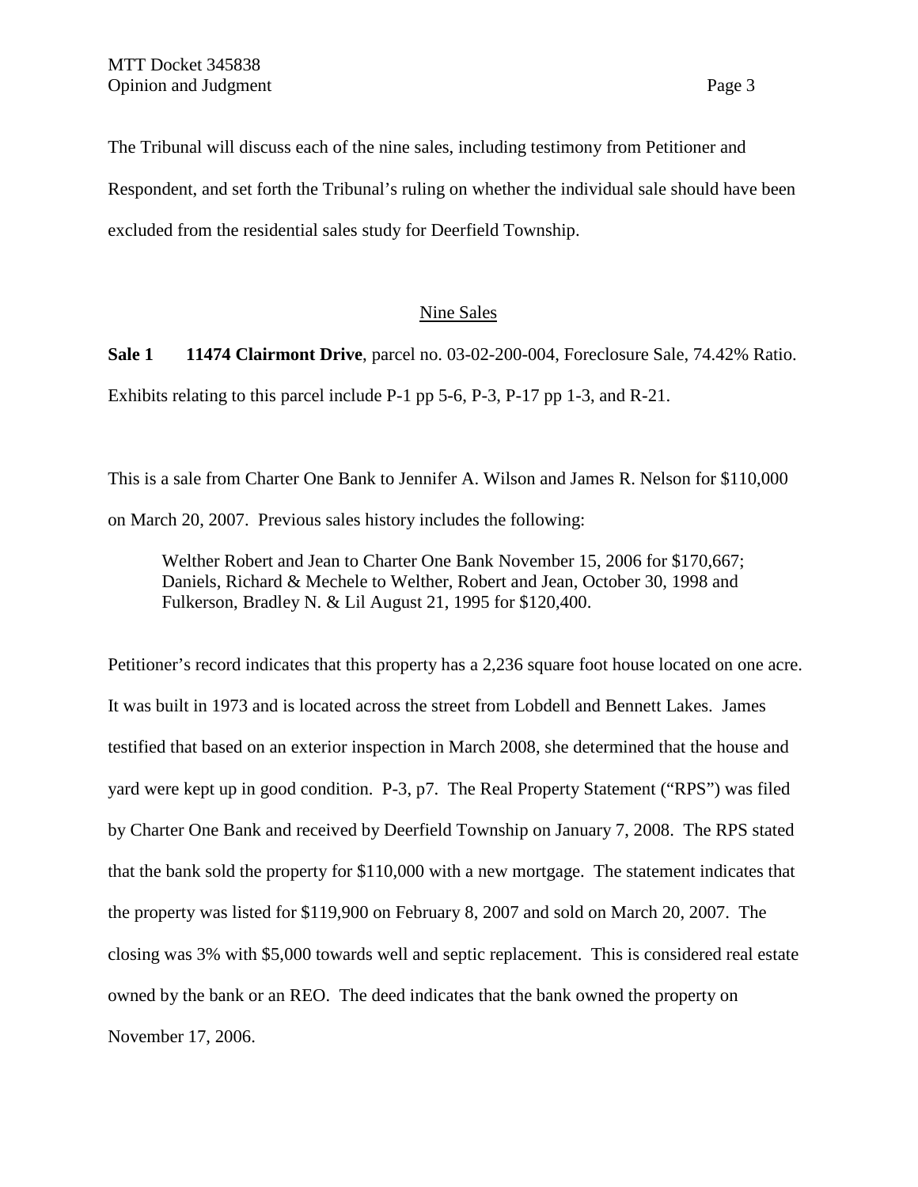The Tribunal will discuss each of the nine sales, including testimony from Petitioner and Respondent, and set forth the Tribunal's ruling on whether the individual sale should have been excluded from the residential sales study for Deerfield Township.

## Nine Sales

**Sale 1 11474 Clairmont Drive**, parcel no. 03-02-200-004, Foreclosure Sale, 74.42% Ratio. Exhibits relating to this parcel include P-1 pp 5-6, P-3, P-17 pp 1-3, and R-21.

This is a sale from Charter One Bank to Jennifer A. Wilson and James R. Nelson for $110,000 on March 20, 2007. Previous sales history includes the following:

> Welther Robert and Jean to Charter One Bank November 15, 2006 for $170,667; Daniels, Richard & Mechele to Welther, Robert and Jean, October 30, 1998 and Fulkerson, Bradley N. & Lil August 21, 1995 for $120,400.

Petitioner's record indicates that this property has a 2,236 square foot house located on one acre. It was built in 1973 and is located across the street from Lobdell and Bennett Lakes. James testified that based on an exterior inspection in March 2008, she determined that the house and yard were kept up in good condition. P-3, p7. The Real Property Statement ("RPS") was filed by Charter One Bank and received by Deerfield Township on January 7, 2008. The RPS stated that the bank sold the property for $110,000 with a new mortgage. The statement indicates that the property was listed for $119,900 on February 8, 2007 and sold on March 20, 2007. The closing was 3% with $5,000 towards well and septic replacement. This is considered real estate owned by the bank or an REO. The deed indicates that the bank owned the property on November 17, 2006.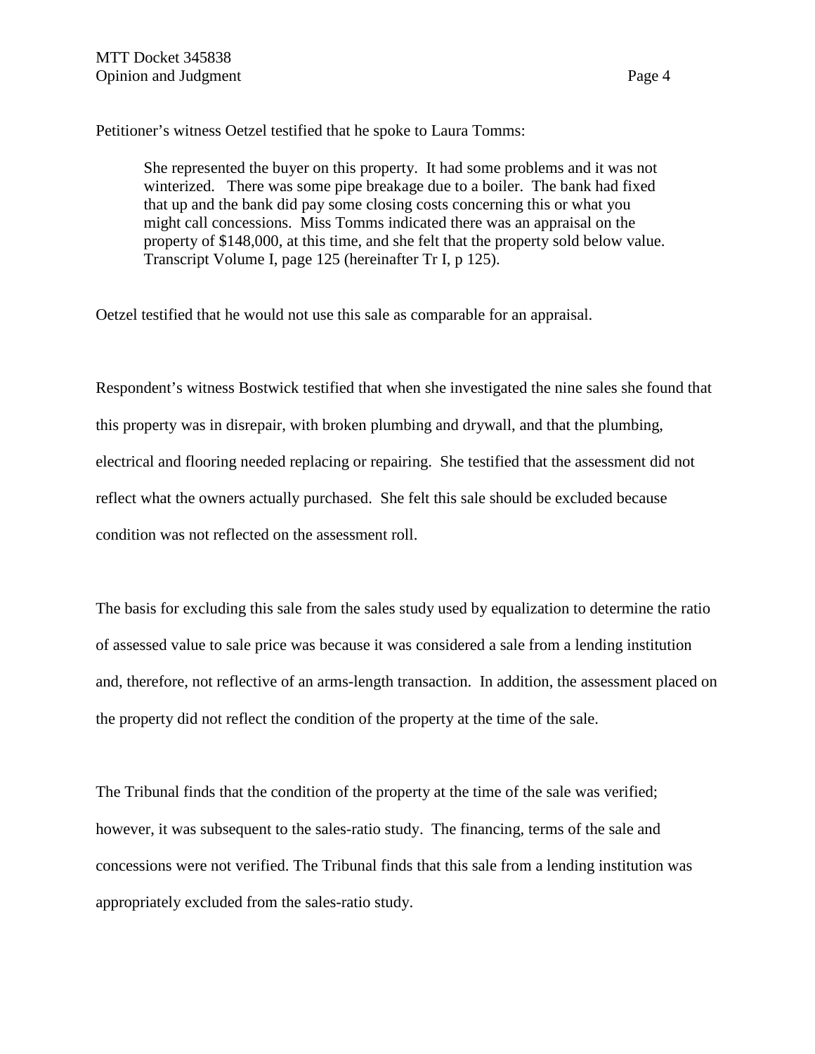Petitioner's witness Oetzel testified that he spoke to Laura Tomms:

> She represented the buyer on this property. It had some problems and it was not winterized. There was some pipe breakage due to a boiler. The bank had fixed that up and the bank did pay some closing costs concerning this or what you might call concessions. Miss Tomms indicated there was an appraisal on the property of $148,000, at this time, and she felt that the property sold below value. Transcript Volume I, page 125 (hereinafter Tr I, p 125).

Oetzel testified that he would not use this sale as comparable for an appraisal.

Respondent's witness Bostwick testified that when she investigated the nine sales she found that this property was in disrepair, with broken plumbing and drywall, and that the plumbing, electrical and flooring needed replacing or repairing. She testified that the assessment did not reflect what the owners actually purchased. She felt this sale should be excluded because condition was not reflected on the assessment roll.

The basis for excluding this sale from the sales study used by equalization to determine the ratio of assessed value to sale price was because it was considered a sale from a lending institution and, therefore, not reflective of an arms-length transaction. In addition, the assessment placed on the property did not reflect the condition of the property at the time of the sale.

The Tribunal finds that the condition of the property at the time of the sale was verified; however, it was subsequent to the sales-ratio study. The financing, terms of the sale and concessions were not verified. The Tribunal finds that this sale from a lending institution was appropriately excluded from the sales-ratio study.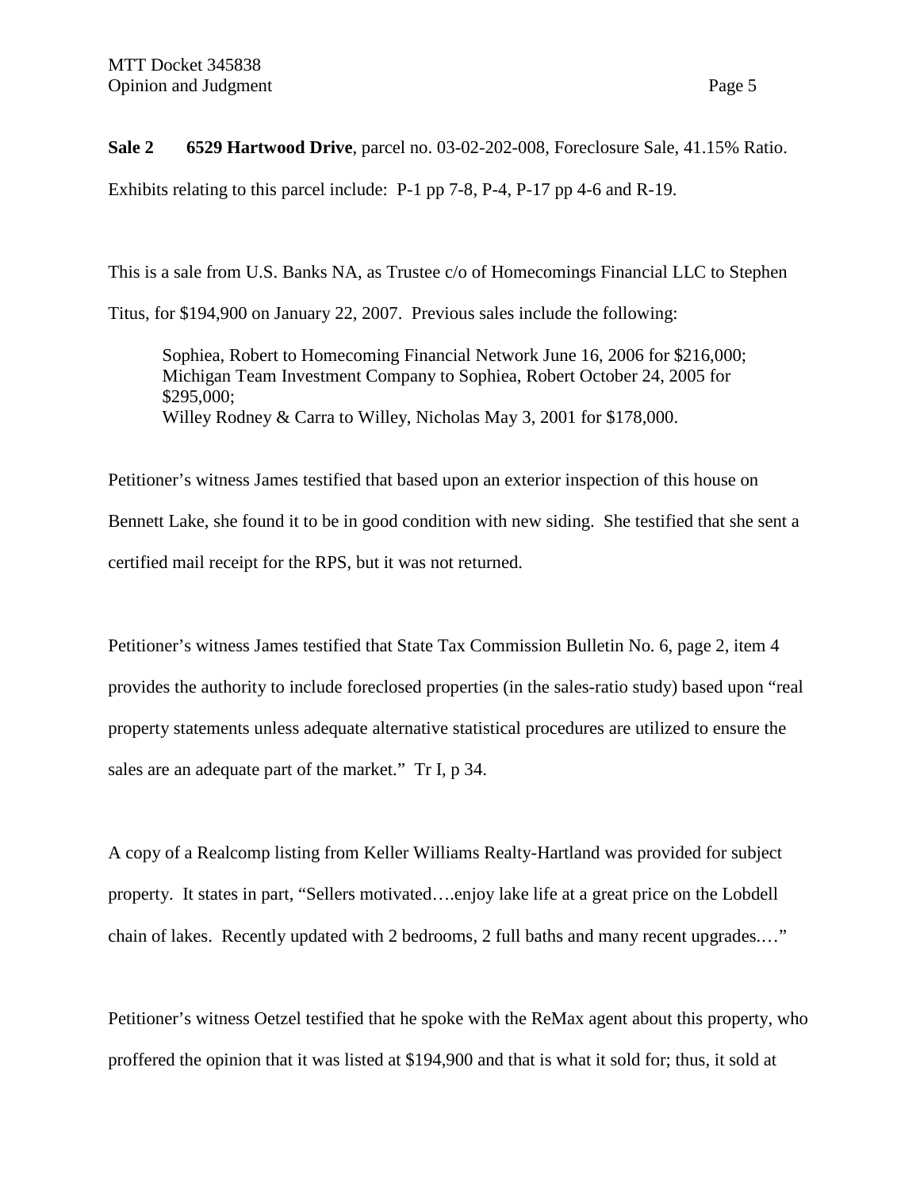**Sale 2 6529 Hartwood Drive**, parcel no. 03-02-202-008, Foreclosure Sale, 41.15% Ratio.

Exhibits relating to this parcel include: P-1 pp 7-8, P-4, P-17 pp 4-6 and R-19.

This is a sale from U.S. Banks NA, as Trustee c/o of Homecomings Financial LLC to Stephen Titus, for $194,900 on January 22, 2007. Previous sales include the following:

> Sophiea, Robert to Homecoming Financial Network June 16, 2006 for $216,000;
> Michigan Team Investment Company to Sophiea, Robert October 24, 2005 for $295,000;
> Willey Rodney & Carra to Willey, Nicholas May 3, 2001 for $178,000.

Petitioner's witness James testified that based upon an exterior inspection of this house on Bennett Lake, she found it to be in good condition with new siding. She testified that she sent a certified mail receipt for the RPS, but it was not returned.

Petitioner's witness James testified that State Tax Commission Bulletin No. 6, page 2, item 4 provides the authority to include foreclosed properties (in the sales-ratio study) based upon "real property statements unless adequate alternative statistical procedures are utilized to ensure the sales are an adequate part of the market." Tr I, p 34.

A copy of a Realcomp listing from Keller Williams Realty-Hartland was provided for subject property. It states in part, "Sellers motivated….enjoy lake life at a great price on the Lobdell chain of lakes. Recently updated with 2 bedrooms, 2 full baths and many recent upgrades.…"

Petitioner's witness Oetzel testified that he spoke with the ReMax agent about this property, who proffered the opinion that it was listed at $194,900 and that is what it sold for; thus, it sold at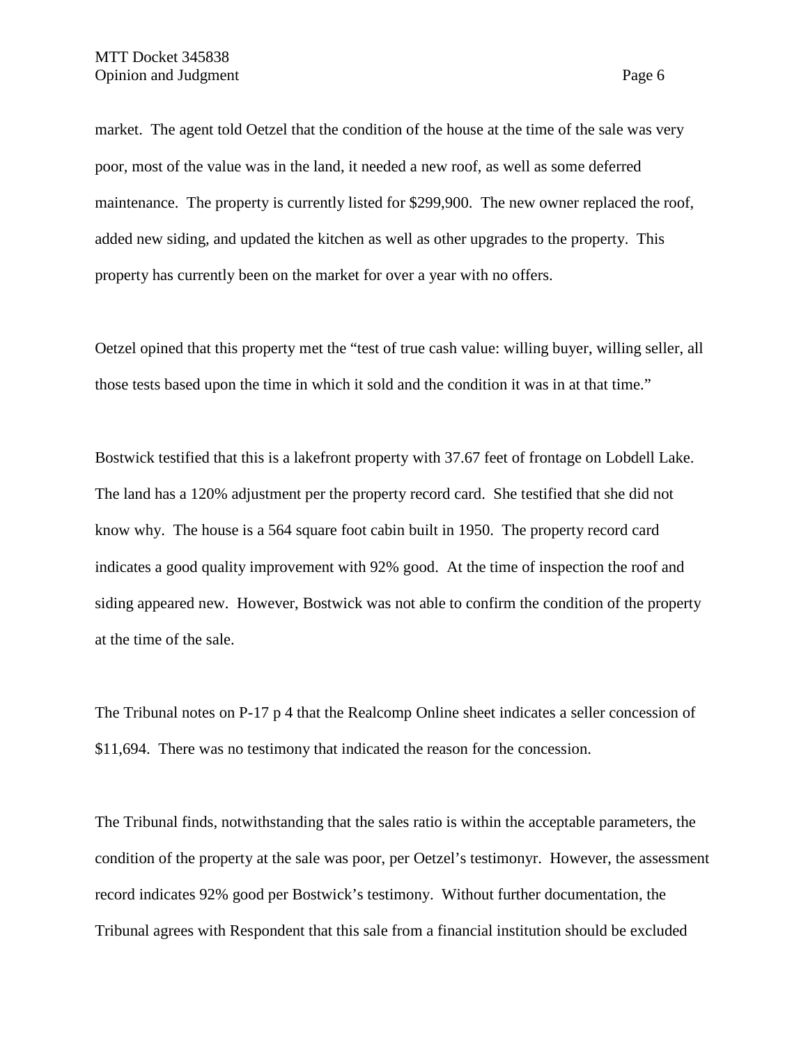market. The agent told Oetzel that the condition of the house at the time of the sale was very poor, most of the value was in the land, it needed a new roof, as well as some deferred maintenance. The property is currently listed for $299,900. The new owner replaced the roof, added new siding, and updated the kitchen as well as other upgrades to the property. This property has currently been on the market for over a year with no offers.

Oetzel opined that this property met the "test of true cash value: willing buyer, willing seller, all those tests based upon the time in which it sold and the condition it was in at that time."

Bostwick testified that this is a lakefront property with 37.67 feet of frontage on Lobdell Lake. The land has a 120% adjustment per the property record card. She testified that she did not know why. The house is a 564 square foot cabin built in 1950. The property record card indicates a good quality improvement with 92% good. At the time of inspection the roof and siding appeared new. However, Bostwick was not able to confirm the condition of the property at the time of the sale.

The Tribunal notes on P-17 p 4 that the Realcomp Online sheet indicates a seller concession of $11,694. There was no testimony that indicated the reason for the concession.

The Tribunal finds, notwithstanding that the sales ratio is within the acceptable parameters, the condition of the property at the sale was poor, per Oetzel's testimonyr. However, the assessment record indicates 92% good per Bostwick's testimony. Without further documentation, the Tribunal agrees with Respondent that this sale from a financial institution should be excluded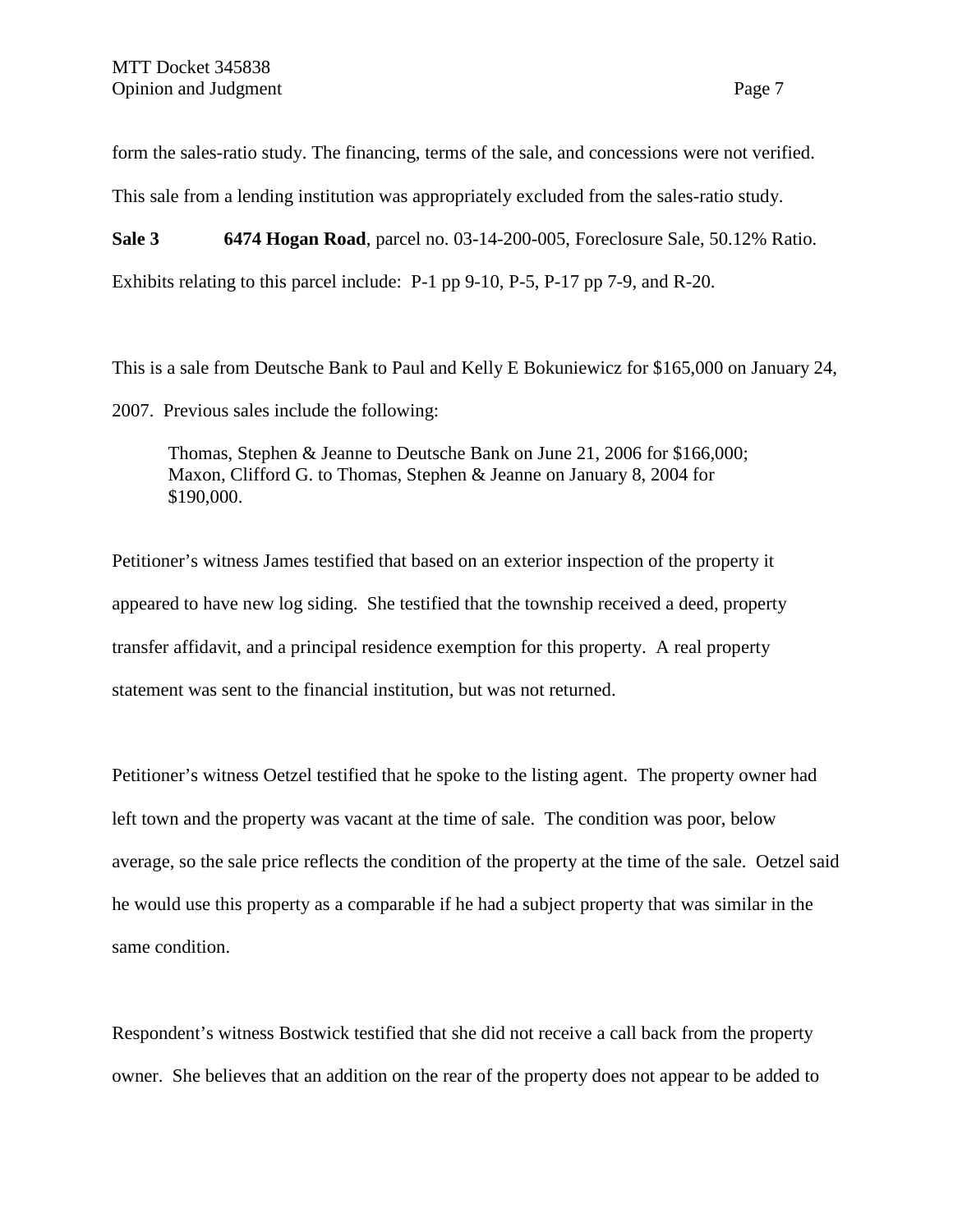form the sales-ratio study. The financing, terms of the sale, and concessions were not verified. This sale from a lending institution was appropriately excluded from the sales-ratio study.

**Sale 3** **6474 Hogan Road**, parcel no. 03-14-200-005, Foreclosure Sale, 50.12% Ratio. Exhibits relating to this parcel include: P-1 pp 9-10, P-5, P-17 pp 7-9, and R-20.

This is a sale from Deutsche Bank to Paul and Kelly E Bokuniewicz for $165,000 on January 24, 2007. Previous sales include the following:

> Thomas, Stephen & Jeanne to Deutsche Bank on June 21, 2006 for $166,000;
> Maxon, Clifford G. to Thomas, Stephen & Jeanne on January 8, 2004 for $190,000.

Petitioner's witness James testified that based on an exterior inspection of the property it appeared to have new log siding. She testified that the township received a deed, property transfer affidavit, and a principal residence exemption for this property. A real property statement was sent to the financial institution, but was not returned.

Petitioner's witness Oetzel testified that he spoke to the listing agent. The property owner had left town and the property was vacant at the time of sale. The condition was poor, below average, so the sale price reflects the condition of the property at the time of the sale. Oetzel said he would use this property as a comparable if he had a subject property that was similar in the same condition.

Respondent's witness Bostwick testified that she did not receive a call back from the property owner. She believes that an addition on the rear of the property does not appear to be added to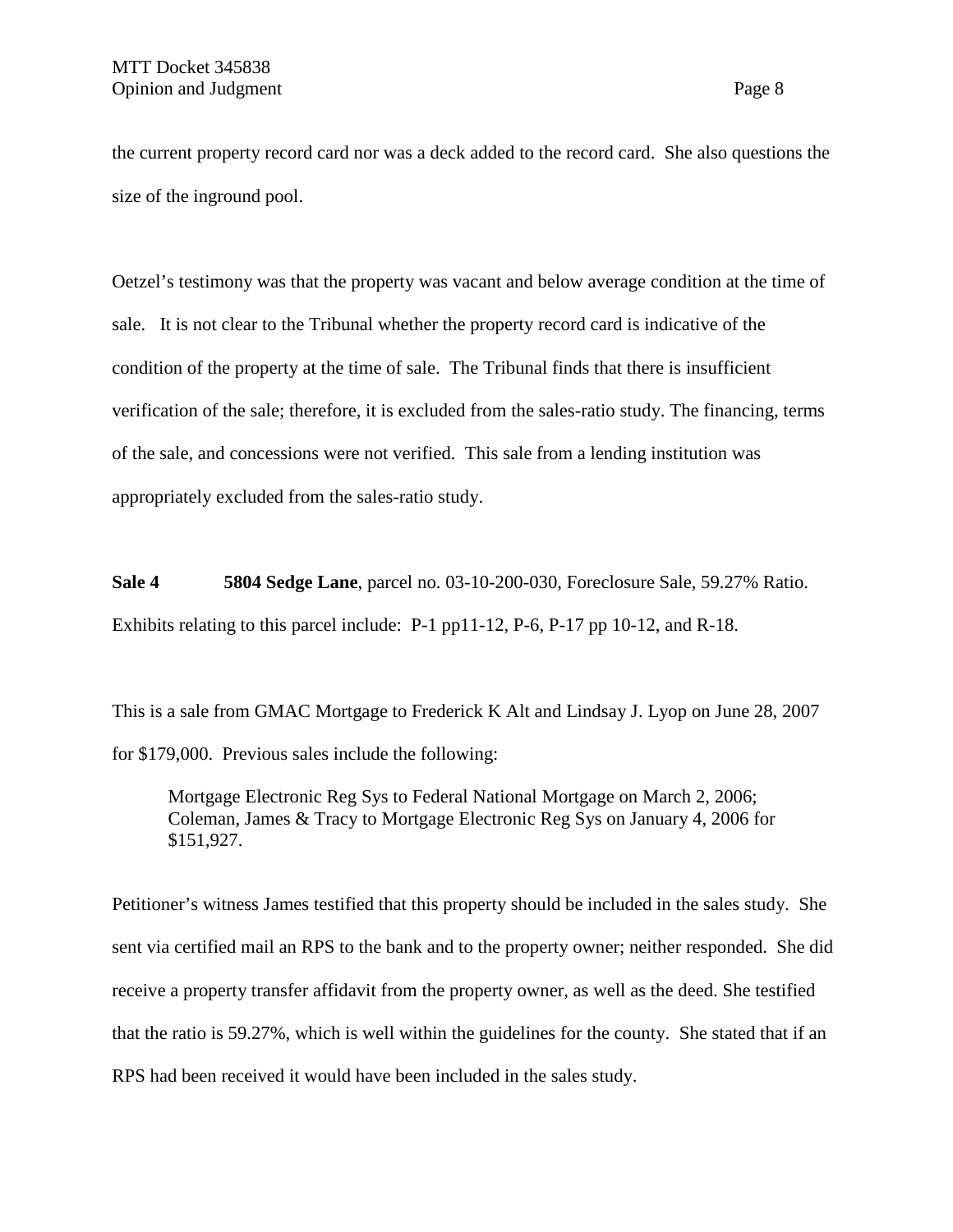the current property record card nor was a deck added to the record card. She also questions the size of the inground pool.

Oetzel's testimony was that the property was vacant and below average condition at the time of sale. It is not clear to the Tribunal whether the property record card is indicative of the condition of the property at the time of sale. The Tribunal finds that there is insufficient verification of the sale; therefore, it is excluded from the sales-ratio study. The financing, terms of the sale, and concessions were not verified. This sale from a lending institution was appropriately excluded from the sales-ratio study.

**Sale 4** **5804 Sedge Lane**, parcel no. 03-10-200-030, Foreclosure Sale, 59.27% Ratio. Exhibits relating to this parcel include: P-1 pp11-12, P-6, P-17 pp 10-12, and R-18.

This is a sale from GMAC Mortgage to Frederick K Alt and Lindsay J. Lyop on June 28, 2007 for $179,000. Previous sales include the following:

> Mortgage Electronic Reg Sys to Federal National Mortgage on March 2, 2006; Coleman, James & Tracy to Mortgage Electronic Reg Sys on January 4, 2006 for $151,927.

Petitioner's witness James testified that this property should be included in the sales study. She sent via certified mail an RPS to the bank and to the property owner; neither responded. She did receive a property transfer affidavit from the property owner, as well as the deed. She testified that the ratio is 59.27%, which is well within the guidelines for the county. She stated that if an RPS had been received it would have been included in the sales study.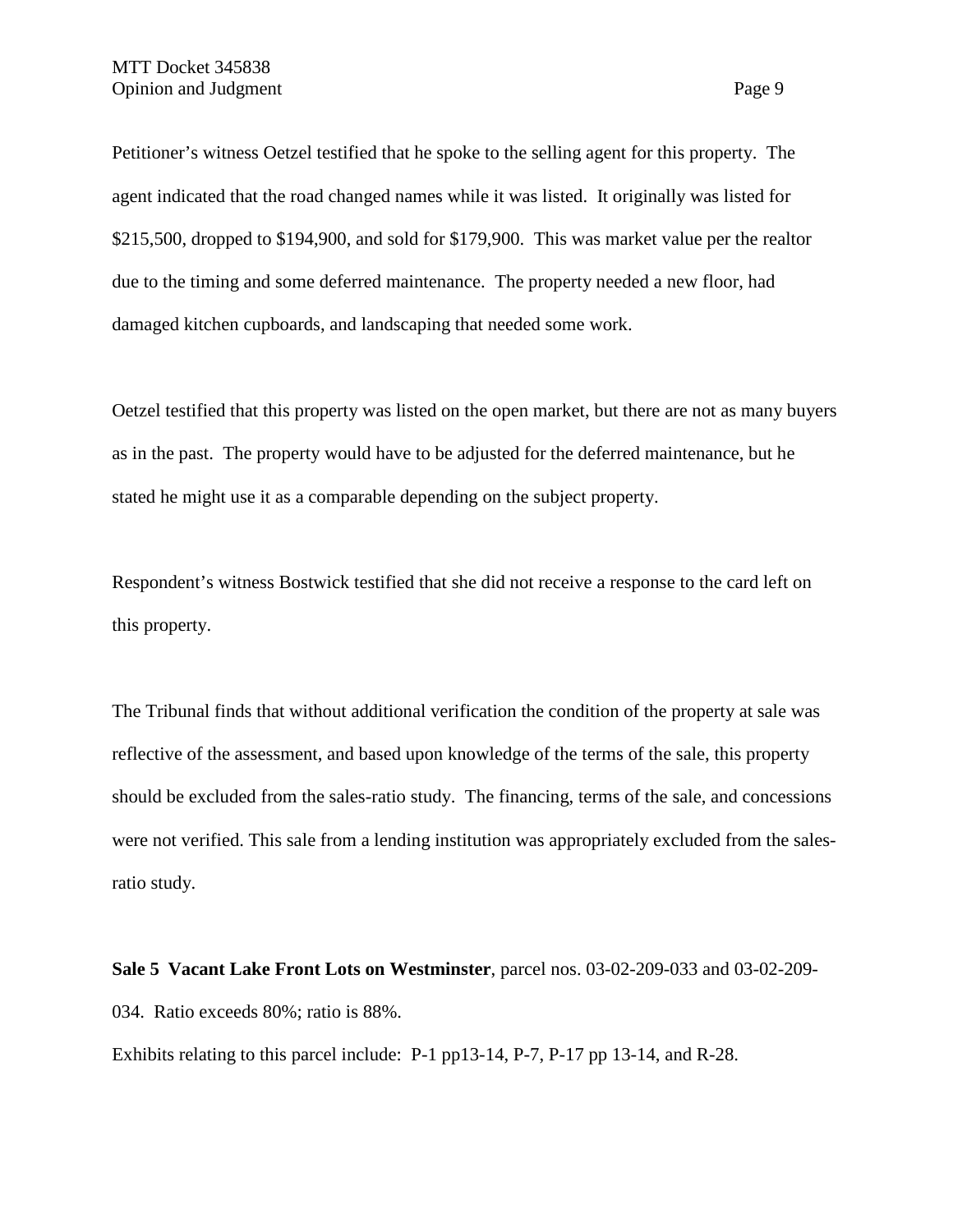Petitioner's witness Oetzel testified that he spoke to the selling agent for this property. The agent indicated that the road changed names while it was listed. It originally was listed for $215,500, dropped to $194,900, and sold for $179,900. This was market value per the realtor due to the timing and some deferred maintenance. The property needed a new floor, had damaged kitchen cupboards, and landscaping that needed some work.

Oetzel testified that this property was listed on the open market, but there are not as many buyers as in the past. The property would have to be adjusted for the deferred maintenance, but he stated he might use it as a comparable depending on the subject property.

Respondent's witness Bostwick testified that she did not receive a response to the card left on this property.

The Tribunal finds that without additional verification the condition of the property at sale was reflective of the assessment, and based upon knowledge of the terms of the sale, this property should be excluded from the sales-ratio study. The financing, terms of the sale, and concessions were not verified. This sale from a lending institution was appropriately excluded from the sales-ratio study.

**Sale 5 Vacant Lake Front Lots on Westminster**, parcel nos. 03-02-209-033 and 03-02-209-034. Ratio exceeds 80%; ratio is 88%.

Exhibits relating to this parcel include: P-1 pp13-14, P-7, P-17 pp 13-14, and R-28.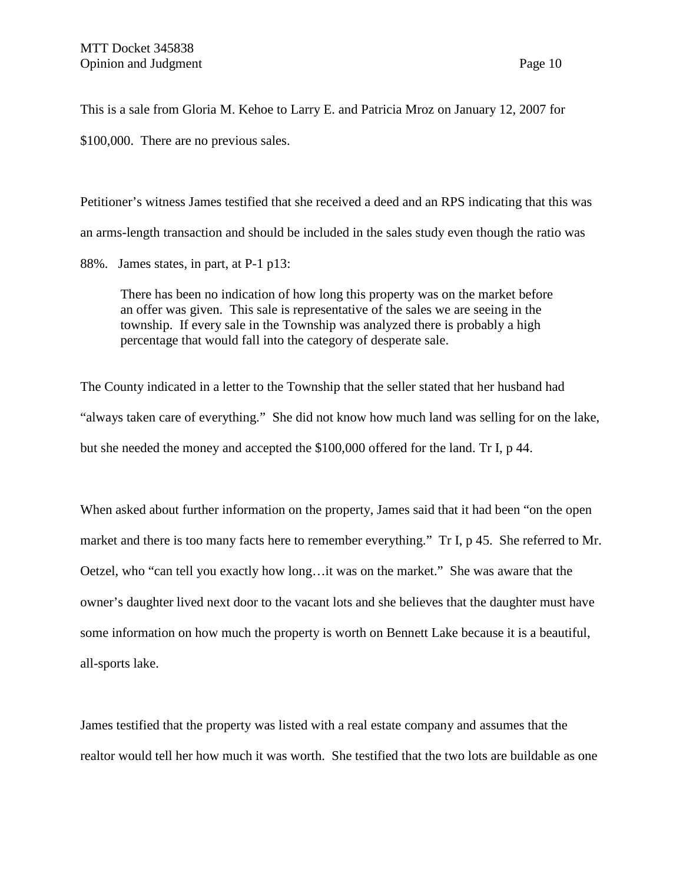This is a sale from Gloria M. Kehoe to Larry E. and Patricia Mroz on January 12, 2007 for $100,000. There are no previous sales.

Petitioner's witness James testified that she received a deed and an RPS indicating that this was an arms-length transaction and should be included in the sales study even though the ratio was 88%. James states, in part, at P-1 p13:

> There has been no indication of how long this property was on the market before an offer was given. This sale is representative of the sales we are seeing in the township. If every sale in the Township was analyzed there is probably a high percentage that would fall into the category of desperate sale.

The County indicated in a letter to the Township that the seller stated that her husband had "always taken care of everything." She did not know how much land was selling for on the lake, but she needed the money and accepted the $100,000 offered for the land. Tr I, p 44.

When asked about further information on the property, James said that it had been "on the open market and there is too many facts here to remember everything." Tr I, p 45. She referred to Mr. Oetzel, who "can tell you exactly how long…it was on the market." She was aware that the owner's daughter lived next door to the vacant lots and she believes that the daughter must have some information on how much the property is worth on Bennett Lake because it is a beautiful, all-sports lake.

James testified that the property was listed with a real estate company and assumes that the realtor would tell her how much it was worth. She testified that the two lots are buildable as one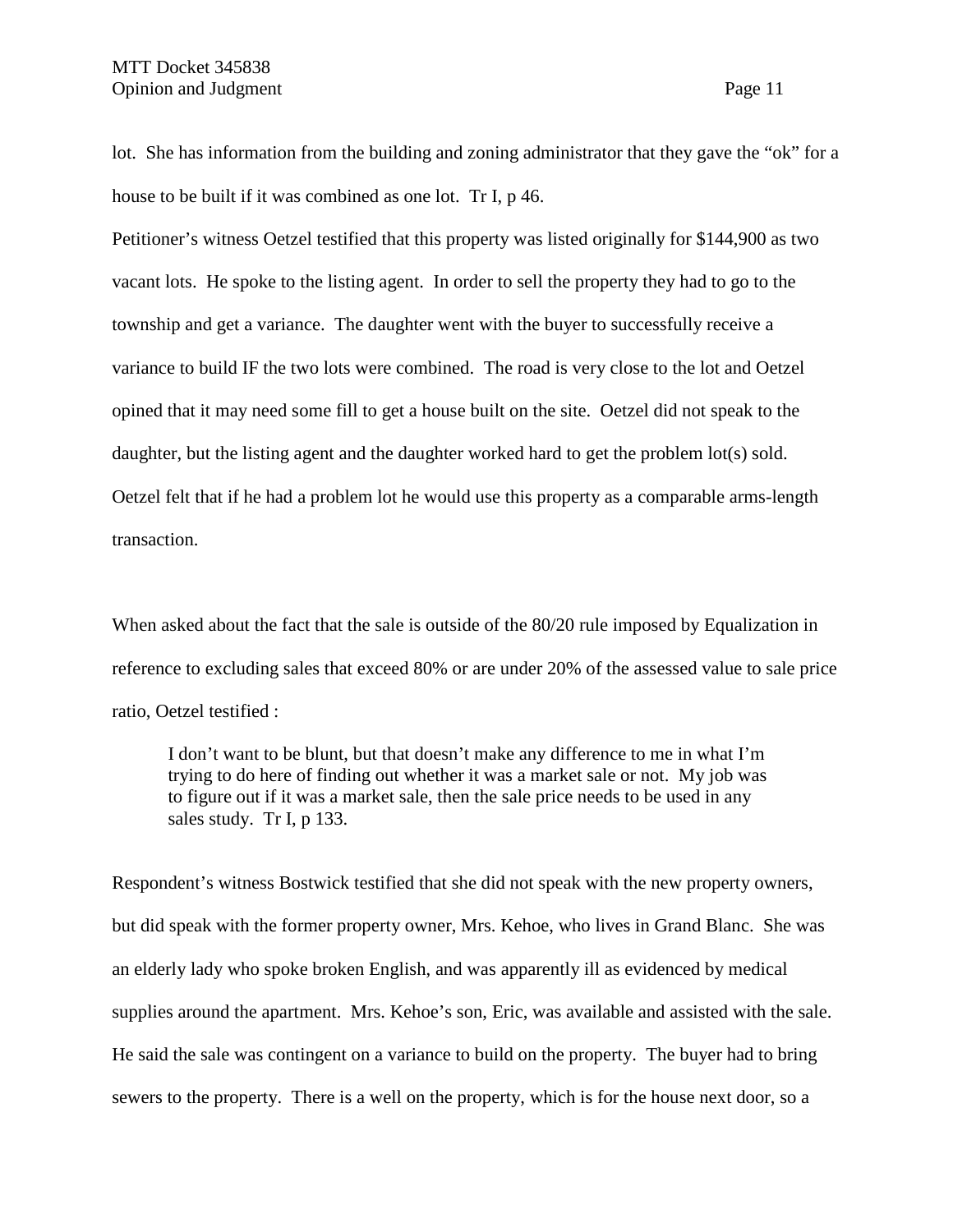lot. She has information from the building and zoning administrator that they gave the "ok" for a house to be built if it was combined as one lot. Tr I, p 46.

Petitioner's witness Oetzel testified that this property was listed originally for $144,900 as two vacant lots. He spoke to the listing agent. In order to sell the property they had to go to the township and get a variance. The daughter went with the buyer to successfully receive a variance to build IF the two lots were combined. The road is very close to the lot and Oetzel opined that it may need some fill to get a house built on the site. Oetzel did not speak to the daughter, but the listing agent and the daughter worked hard to get the problem lot(s) sold. Oetzel felt that if he had a problem lot he would use this property as a comparable arms-length transaction.

When asked about the fact that the sale is outside of the 80/20 rule imposed by Equalization in reference to excluding sales that exceed 80% or are under 20% of the assessed value to sale price ratio, Oetzel testified :

> I don't want to be blunt, but that doesn't make any difference to me in what I'm trying to do here of finding out whether it was a market sale or not. My job was to figure out if it was a market sale, then the sale price needs to be used in any sales study. Tr I, p 133.

Respondent's witness Bostwick testified that she did not speak with the new property owners, but did speak with the former property owner, Mrs. Kehoe, who lives in Grand Blanc. She was an elderly lady who spoke broken English, and was apparently ill as evidenced by medical supplies around the apartment. Mrs. Kehoe's son, Eric, was available and assisted with the sale. He said the sale was contingent on a variance to build on the property. The buyer had to bring sewers to the property. There is a well on the property, which is for the house next door, so a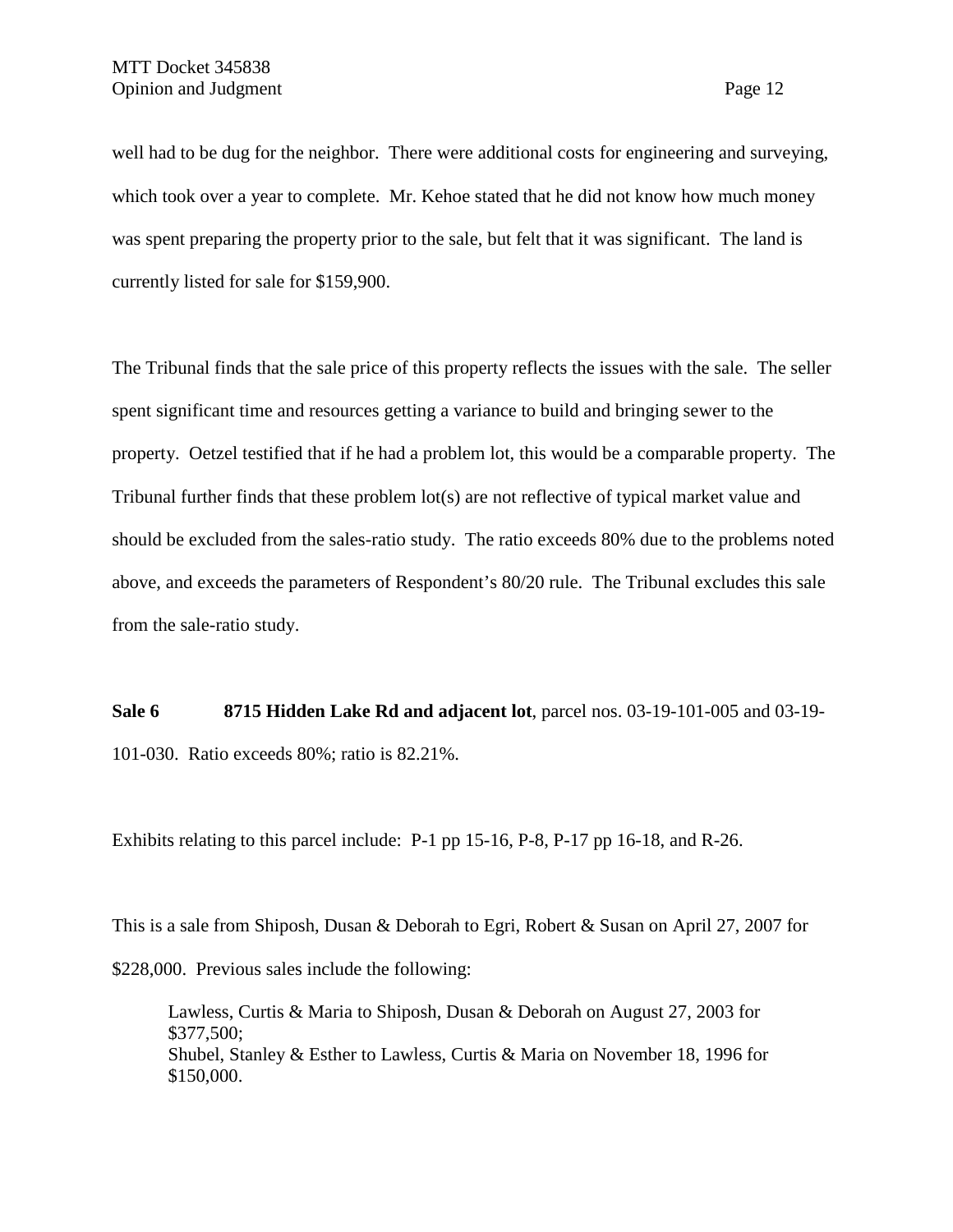well had to be dug for the neighbor. There were additional costs for engineering and surveying, which took over a year to complete. Mr. Kehoe stated that he did not know how much money was spent preparing the property prior to the sale, but felt that it was significant. The land is currently listed for sale for $159,900.

The Tribunal finds that the sale price of this property reflects the issues with the sale. The seller spent significant time and resources getting a variance to build and bringing sewer to the property. Oetzel testified that if he had a problem lot, this would be a comparable property. The Tribunal further finds that these problem lot(s) are not reflective of typical market value and should be excluded from the sales-ratio study. The ratio exceeds 80% due to the problems noted above, and exceeds the parameters of Respondent's 80/20 rule. The Tribunal excludes this sale from the sale-ratio study.

**Sale 6 8715 Hidden Lake Rd and adjacent lot**, parcel nos. 03-19-101-005 and 03-19-101-030. Ratio exceeds 80%; ratio is 82.21%.

Exhibits relating to this parcel include: P-1 pp 15-16, P-8, P-17 pp 16-18, and R-26.

This is a sale from Shiposh, Dusan & Deborah to Egri, Robert & Susan on April 27, 2007 for $228,000. Previous sales include the following:

> Lawless, Curtis & Maria to Shiposh, Dusan & Deborah on August 27, 2003 for $377,500;
> Shubel, Stanley & Esther to Lawless, Curtis & Maria on November 18, 1996 for $150,000.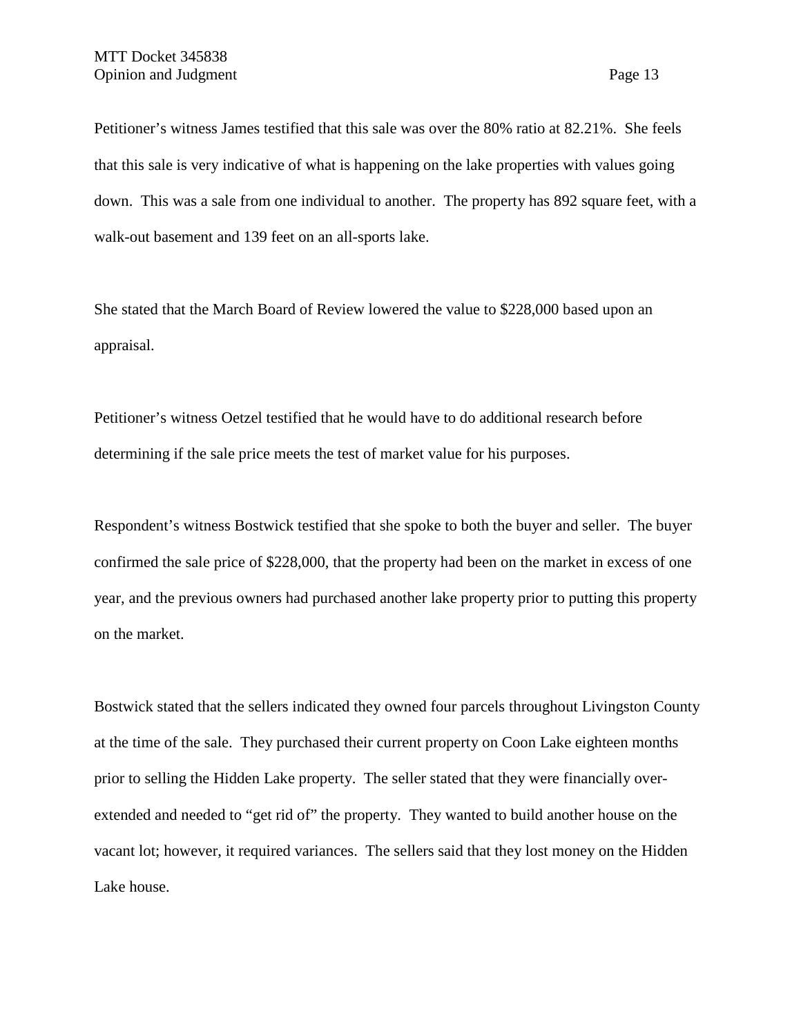Petitioner's witness James testified that this sale was over the 80% ratio at 82.21%. She feels that this sale is very indicative of what is happening on the lake properties with values going down. This was a sale from one individual to another. The property has 892 square feet, with a walk-out basement and 139 feet on an all-sports lake.

She stated that the March Board of Review lowered the value to $228,000 based upon an appraisal.

Petitioner's witness Oetzel testified that he would have to do additional research before determining if the sale price meets the test of market value for his purposes.

Respondent's witness Bostwick testified that she spoke to both the buyer and seller. The buyer confirmed the sale price of $228,000, that the property had been on the market in excess of one year, and the previous owners had purchased another lake property prior to putting this property on the market.

Bostwick stated that the sellers indicated they owned four parcels throughout Livingston County at the time of the sale. They purchased their current property on Coon Lake eighteen months prior to selling the Hidden Lake property. The seller stated that they were financially over-extended and needed to "get rid of" the property. They wanted to build another house on the vacant lot; however, it required variances. The sellers said that they lost money on the Hidden Lake house.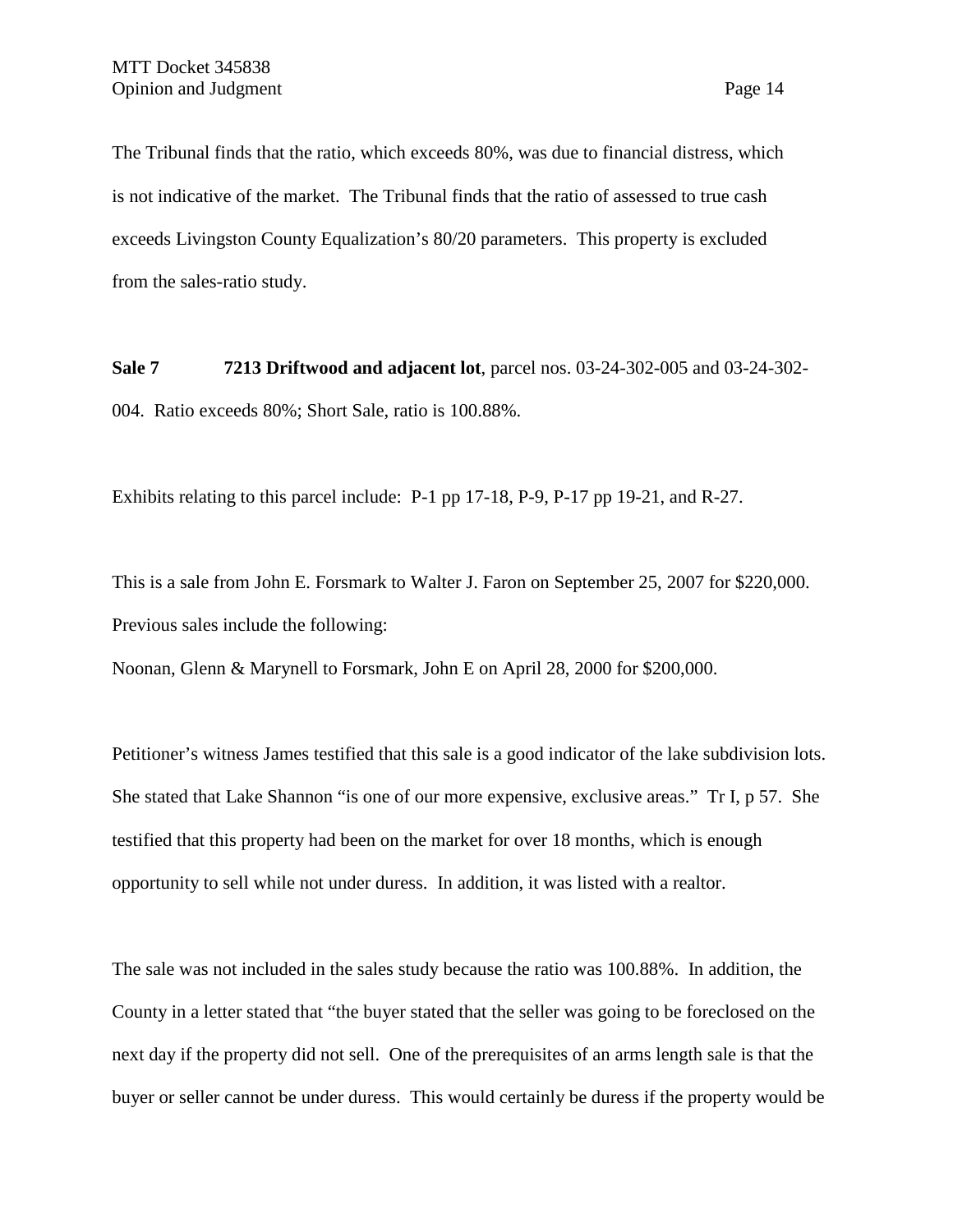The Tribunal finds that the ratio, which exceeds 80%, was due to financial distress, which is not indicative of the market. The Tribunal finds that the ratio of assessed to true cash exceeds Livingston County Equalization's 80/20 parameters. This property is excluded from the sales-ratio study.

**Sale 7 7213 Driftwood and adjacent lot**, parcel nos. 03-24-302-005 and 03-24-302-004. Ratio exceeds 80%; Short Sale, ratio is 100.88%.

Exhibits relating to this parcel include: P-1 pp 17-18, P-9, P-17 pp 19-21, and R-27.

This is a sale from John E. Forsmark to Walter J. Faron on September 25, 2007 for $220,000. Previous sales include the following:

Noonan, Glenn & Marynell to Forsmark, John E on April 28, 2000 for $200,000.

Petitioner's witness James testified that this sale is a good indicator of the lake subdivision lots. She stated that Lake Shannon "is one of our more expensive, exclusive areas." Tr I, p 57. She testified that this property had been on the market for over 18 months, which is enough opportunity to sell while not under duress. In addition, it was listed with a realtor.

The sale was not included in the sales study because the ratio was 100.88%. In addition, the County in a letter stated that "the buyer stated that the seller was going to be foreclosed on the next day if the property did not sell. One of the prerequisites of an arms length sale is that the buyer or seller cannot be under duress. This would certainly be duress if the property would be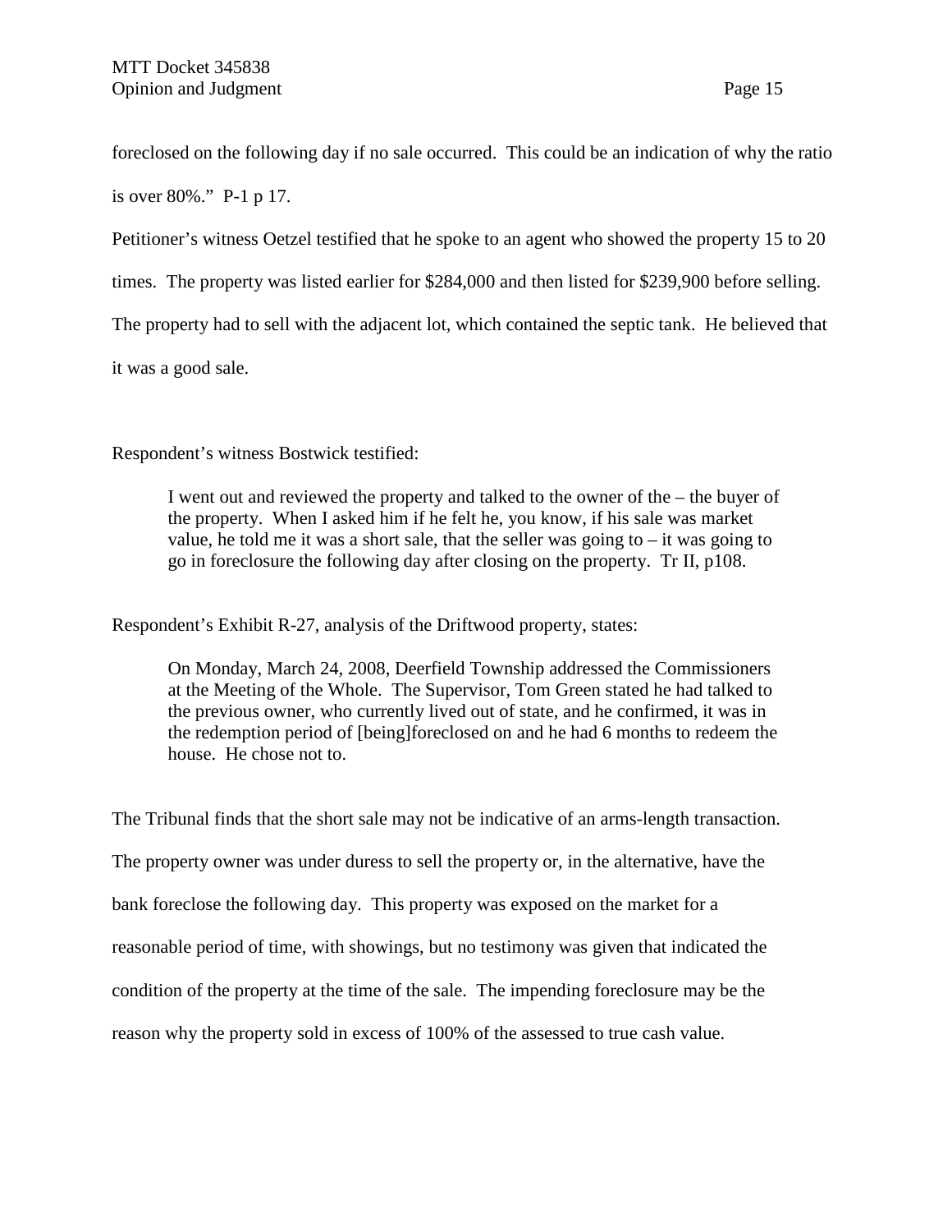foreclosed on the following day if no sale occurred. This could be an indication of why the ratio is over 80%." P-1 p 17.

Petitioner's witness Oetzel testified that he spoke to an agent who showed the property 15 to 20 times. The property was listed earlier for $284,000 and then listed for $239,900 before selling. The property had to sell with the adjacent lot, which contained the septic tank. He believed that it was a good sale.

Respondent's witness Bostwick testified:

> I went out and reviewed the property and talked to the owner of the – the buyer of the property. When I asked him if he felt he, you know, if his sale was market value, he told me it was a short sale, that the seller was going to – it was going to go in foreclosure the following day after closing on the property. Tr II, p108.

Respondent's Exhibit R-27, analysis of the Driftwood property, states:

> On Monday, March 24, 2008, Deerfield Township addressed the Commissioners at the Meeting of the Whole. The Supervisor, Tom Green stated he had talked to the previous owner, who currently lived out of state, and he confirmed, it was in the redemption period of [being]foreclosed on and he had 6 months to redeem the house. He chose not to.

The Tribunal finds that the short sale may not be indicative of an arms-length transaction. The property owner was under duress to sell the property or, in the alternative, have the bank foreclose the following day. This property was exposed on the market for a reasonable period of time, with showings, but no testimony was given that indicated the condition of the property at the time of the sale. The impending foreclosure may be the reason why the property sold in excess of 100% of the assessed to true cash value.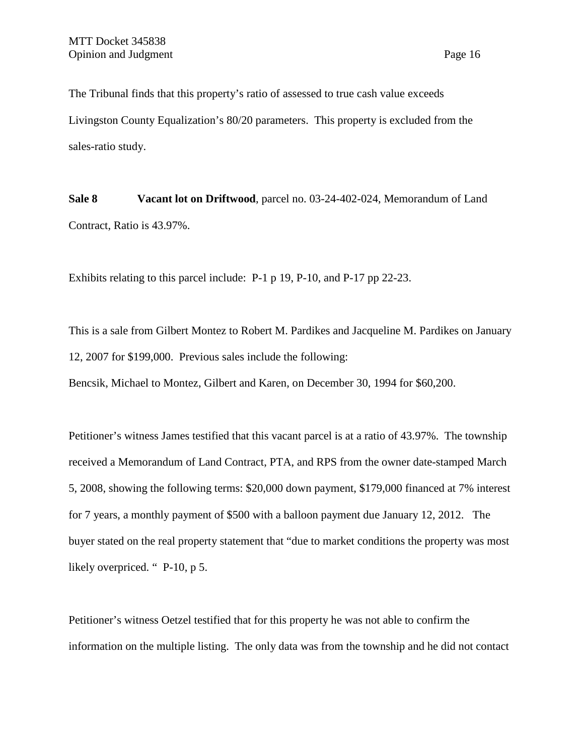The Tribunal finds that this property's ratio of assessed to true cash value exceeds Livingston County Equalization's 80/20 parameters. This property is excluded from the sales-ratio study.

**Sale 8** **Vacant lot on Driftwood**, parcel no. 03-24-402-024, Memorandum of Land Contract, Ratio is 43.97%.

Exhibits relating to this parcel include: P-1 p 19, P-10, and P-17 pp 22-23.

This is a sale from Gilbert Montez to Robert M. Pardikes and Jacqueline M. Pardikes on January 12, 2007 for $199,000. Previous sales include the following:
Bencsik, Michael to Montez, Gilbert and Karen, on December 30, 1994 for $60,200.

Petitioner's witness James testified that this vacant parcel is at a ratio of 43.97%. The township received a Memorandum of Land Contract, PTA, and RPS from the owner date-stamped March 5, 2008, showing the following terms: $20,000 down payment, $179,000 financed at 7% interest for 7 years, a monthly payment of $500 with a balloon payment due January 12, 2012. The buyer stated on the real property statement that "due to market conditions the property was most likely overpriced. " P-10, p 5.

Petitioner's witness Oetzel testified that for this property he was not able to confirm the information on the multiple listing. The only data was from the township and he did not contact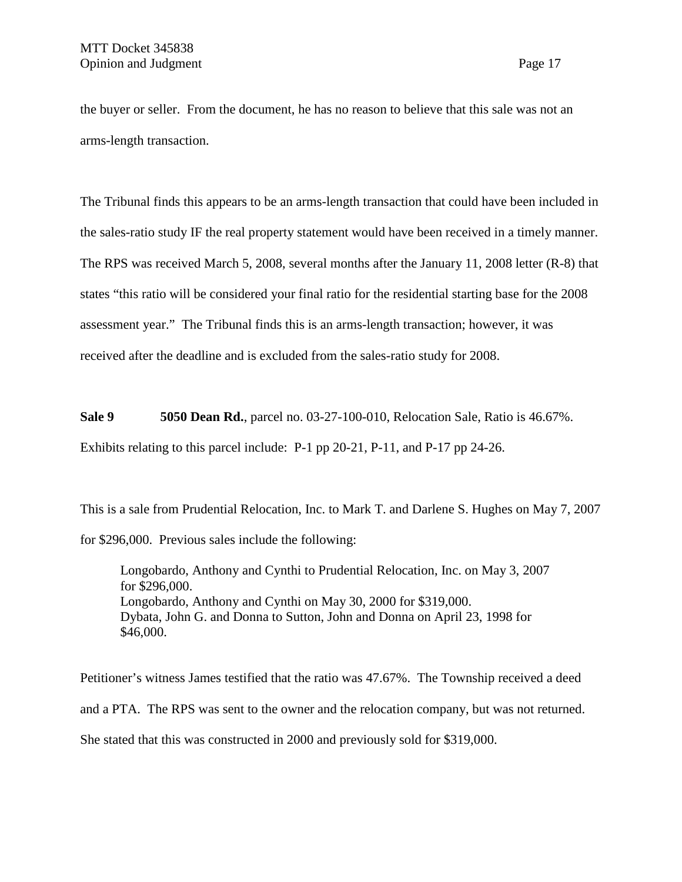the buyer or seller. From the document, he has no reason to believe that this sale was not an arms-length transaction.

The Tribunal finds this appears to be an arms-length transaction that could have been included in the sales-ratio study IF the real property statement would have been received in a timely manner. The RPS was received March 5, 2008, several months after the January 11, 2008 letter (R-8) that states "this ratio will be considered your final ratio for the residential starting base for the 2008 assessment year." The Tribunal finds this is an arms-length transaction; however, it was received after the deadline and is excluded from the sales-ratio study for 2008.

**Sale 9** **5050 Dean Rd.**, parcel no. 03-27-100-010, Relocation Sale, Ratio is 46.67%. Exhibits relating to this parcel include: P-1 pp 20-21, P-11, and P-17 pp 24-26.

This is a sale from Prudential Relocation, Inc. to Mark T. and Darlene S. Hughes on May 7, 2007 for $296,000. Previous sales include the following:

> Longobardo, Anthony and Cynthi to Prudential Relocation, Inc. on May 3, 2007 for $296,000.
> Longobardo, Anthony and Cynthi on May 30, 2000 for $319,000.
> Dybata, John G. and Donna to Sutton, John and Donna on April 23, 1998 for $46,000.

Petitioner's witness James testified that the ratio was 47.67%. The Township received a deed and a PTA. The RPS was sent to the owner and the relocation company, but was not returned. She stated that this was constructed in 2000 and previously sold for $319,000.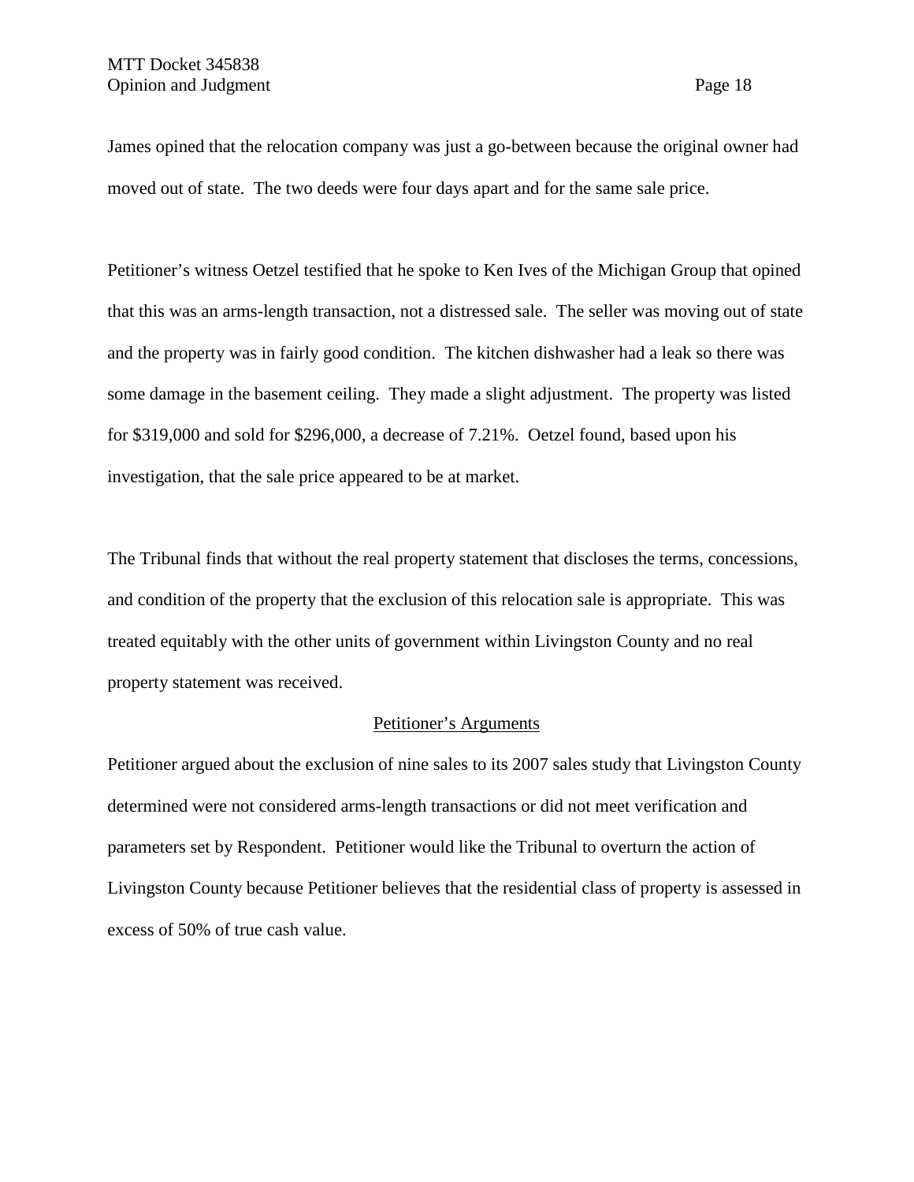James opined that the relocation company was just a go-between because the original owner had moved out of state. The two deeds were four days apart and for the same sale price.

Petitioner's witness Oetzel testified that he spoke to Ken Ives of the Michigan Group that opined that this was an arms-length transaction, not a distressed sale. The seller was moving out of state and the property was in fairly good condition. The kitchen dishwasher had a leak so there was some damage in the basement ceiling. They made a slight adjustment. The property was listed for $319,000 and sold for $296,000, a decrease of 7.21%. Oetzel found, based upon his investigation, that the sale price appeared to be at market.

The Tribunal finds that without the real property statement that discloses the terms, concessions, and condition of the property that the exclusion of this relocation sale is appropriate. This was treated equitably with the other units of government within Livingston County and no real property statement was received.

## Petitioner's Arguments

Petitioner argued about the exclusion of nine sales to its 2007 sales study that Livingston County determined were not considered arms-length transactions or did not meet verification and parameters set by Respondent. Petitioner would like the Tribunal to overturn the action of Livingston County because Petitioner believes that the residential class of property is assessed in excess of 50% of true cash value.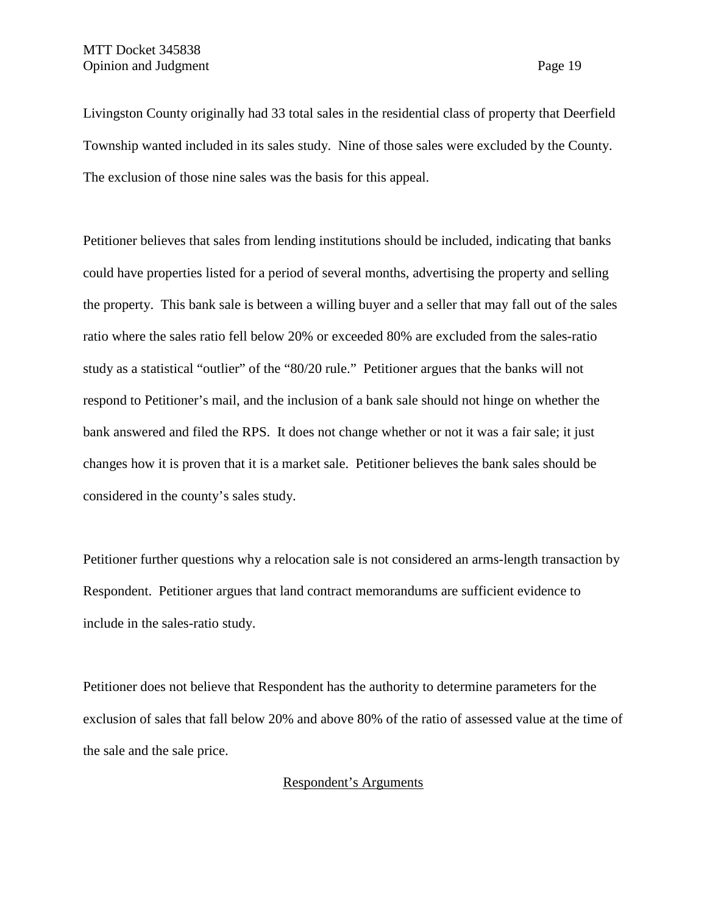Livingston County originally had 33 total sales in the residential class of property that Deerfield Township wanted included in its sales study. Nine of those sales were excluded by the County. The exclusion of those nine sales was the basis for this appeal.

Petitioner believes that sales from lending institutions should be included, indicating that banks could have properties listed for a period of several months, advertising the property and selling the property. This bank sale is between a willing buyer and a seller that may fall out of the sales ratio where the sales ratio fell below 20% or exceeded 80% are excluded from the sales-ratio study as a statistical "outlier" of the "80/20 rule." Petitioner argues that the banks will not respond to Petitioner's mail, and the inclusion of a bank sale should not hinge on whether the bank answered and filed the RPS. It does not change whether or not it was a fair sale; it just changes how it is proven that it is a market sale. Petitioner believes the bank sales should be considered in the county's sales study.

Petitioner further questions why a relocation sale is not considered an arms-length transaction by Respondent. Petitioner argues that land contract memorandums are sufficient evidence to include in the sales-ratio study.

Petitioner does not believe that Respondent has the authority to determine parameters for the exclusion of sales that fall below 20% and above 80% of the ratio of assessed value at the time of the sale and the sale price.

## Respondent's Arguments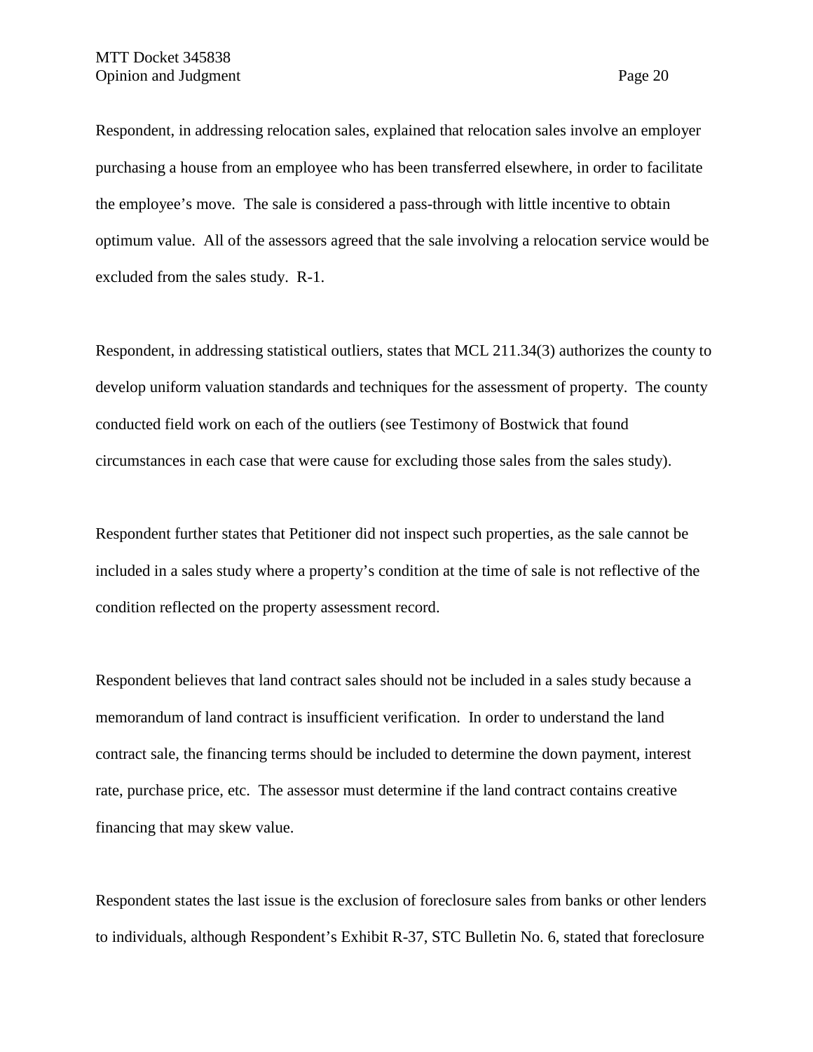Respondent, in addressing relocation sales, explained that relocation sales involve an employer purchasing a house from an employee who has been transferred elsewhere, in order to facilitate the employee's move. The sale is considered a pass-through with little incentive to obtain optimum value. All of the assessors agreed that the sale involving a relocation service would be excluded from the sales study. R-1.

Respondent, in addressing statistical outliers, states that MCL 211.34(3) authorizes the county to develop uniform valuation standards and techniques for the assessment of property. The county conducted field work on each of the outliers (see Testimony of Bostwick that found circumstances in each case that were cause for excluding those sales from the sales study).

Respondent further states that Petitioner did not inspect such properties, as the sale cannot be included in a sales study where a property's condition at the time of sale is not reflective of the condition reflected on the property assessment record.

Respondent believes that land contract sales should not be included in a sales study because a memorandum of land contract is insufficient verification. In order to understand the land contract sale, the financing terms should be included to determine the down payment, interest rate, purchase price, etc. The assessor must determine if the land contract contains creative financing that may skew value.

Respondent states the last issue is the exclusion of foreclosure sales from banks or other lenders to individuals, although Respondent's Exhibit R-37, STC Bulletin No. 6, stated that foreclosure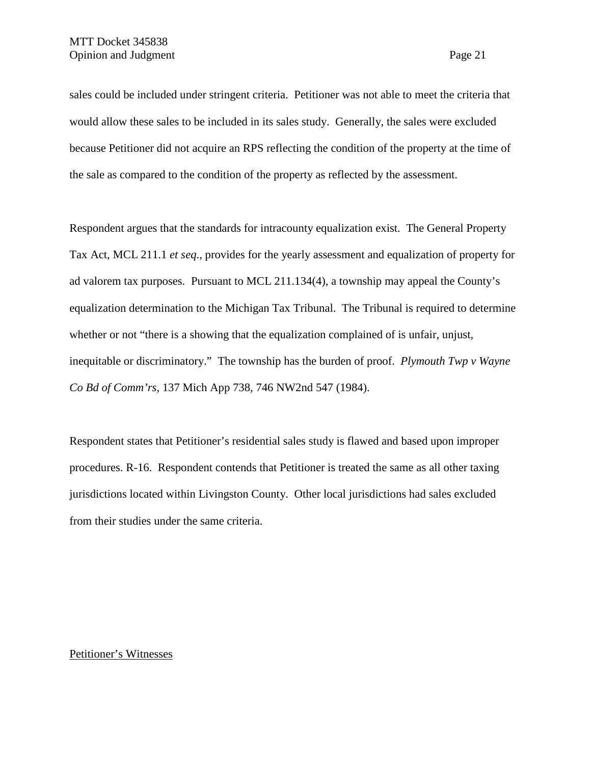sales could be included under stringent criteria. Petitioner was not able to meet the criteria that would allow these sales to be included in its sales study. Generally, the sales were excluded because Petitioner did not acquire an RPS reflecting the condition of the property at the time of the sale as compared to the condition of the property as reflected by the assessment.

Respondent argues that the standards for intracounty equalization exist. The General Property Tax Act, MCL 211.1 *et seq*., provides for the yearly assessment and equalization of property for ad valorem tax purposes. Pursuant to MCL 211.134(4), a township may appeal the County's equalization determination to the Michigan Tax Tribunal. The Tribunal is required to determine whether or not "there is a showing that the equalization complained of is unfair, unjust, inequitable or discriminatory." The township has the burden of proof. *Plymouth Twp v Wayne Co Bd of Comm'rs*, 137 Mich App 738, 746 NW2nd 547 (1984).

Respondent states that Petitioner's residential sales study is flawed and based upon improper procedures. R-16. Respondent contends that Petitioner is treated the same as all other taxing jurisdictions located within Livingston County. Other local jurisdictions had sales excluded from their studies under the same criteria.

<u>Petitioner's Witnesses</u>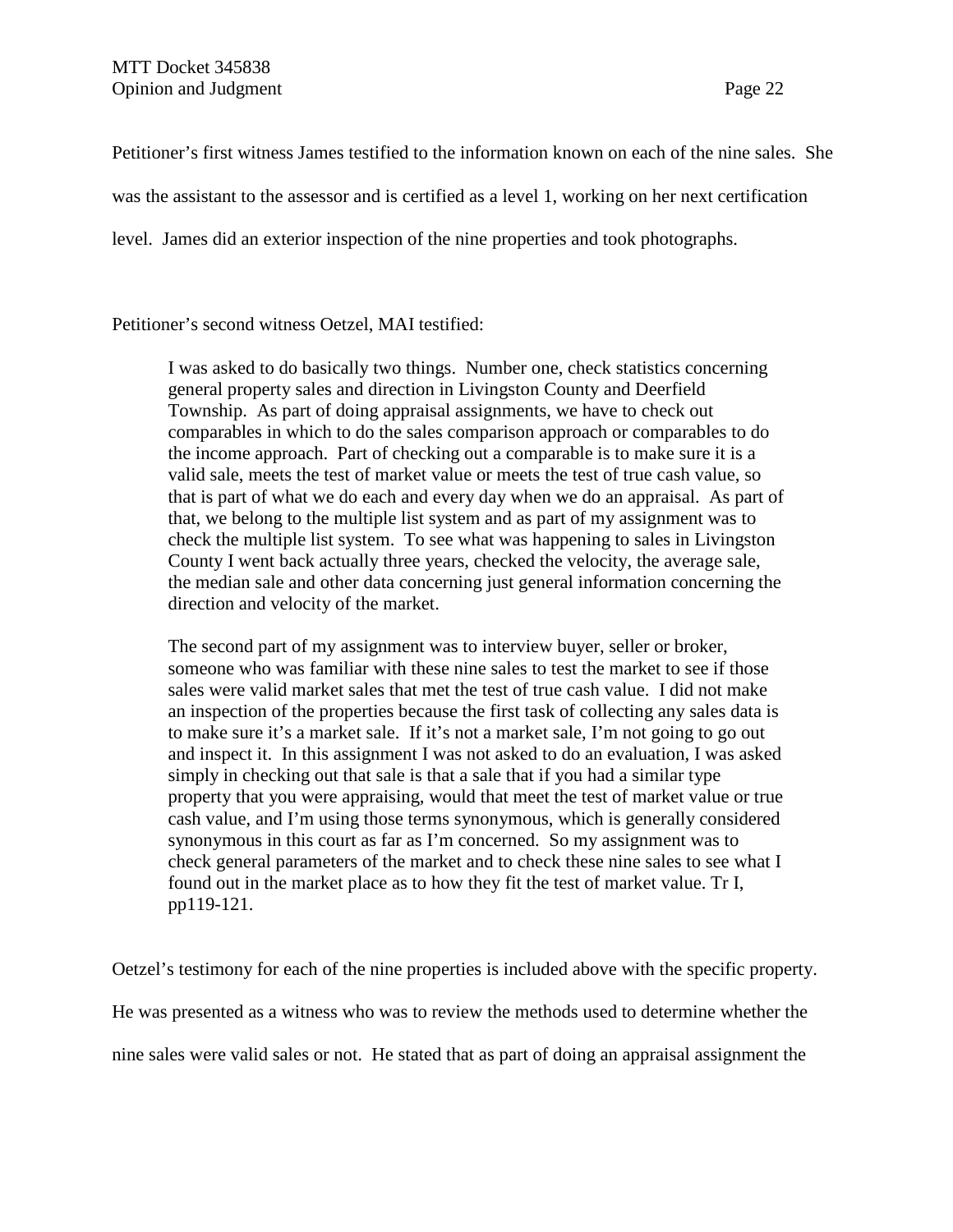Petitioner's first witness James testified to the information known on each of the nine sales. She was the assistant to the assessor and is certified as a level 1, working on her next certification level. James did an exterior inspection of the nine properties and took photographs.

Petitioner's second witness Oetzel, MAI testified:

> I was asked to do basically two things. Number one, check statistics concerning general property sales and direction in Livingston County and Deerfield Township. As part of doing appraisal assignments, we have to check out comparables in which to do the sales comparison approach or comparables to do the income approach. Part of checking out a comparable is to make sure it is a valid sale, meets the test of market value or meets the test of true cash value, so that is part of what we do each and every day when we do an appraisal. As part of that, we belong to the multiple list system and as part of my assignment was to check the multiple list system. To see what was happening to sales in Livingston County I went back actually three years, checked the velocity, the average sale, the median sale and other data concerning just general information concerning the direction and velocity of the market.
>
> The second part of my assignment was to interview buyer, seller or broker, someone who was familiar with these nine sales to test the market to see if those sales were valid market sales that met the test of true cash value. I did not make an inspection of the properties because the first task of collecting any sales data is to make sure it's a market sale. If it's not a market sale, I'm not going to go out and inspect it. In this assignment I was not asked to do an evaluation, I was asked simply in checking out that sale is that a sale that if you had a similar type property that you were appraising, would that meet the test of market value or true cash value, and I'm using those terms synonymous, which is generally considered synonymous in this court as far as I'm concerned. So my assignment was to check general parameters of the market and to check these nine sales to see what I found out in the market place as to how they fit the test of market value. Tr I, pp119-121.

Oetzel's testimony for each of the nine properties is included above with the specific property. He was presented as a witness who was to review the methods used to determine whether the nine sales were valid sales or not. He stated that as part of doing an appraisal assignment the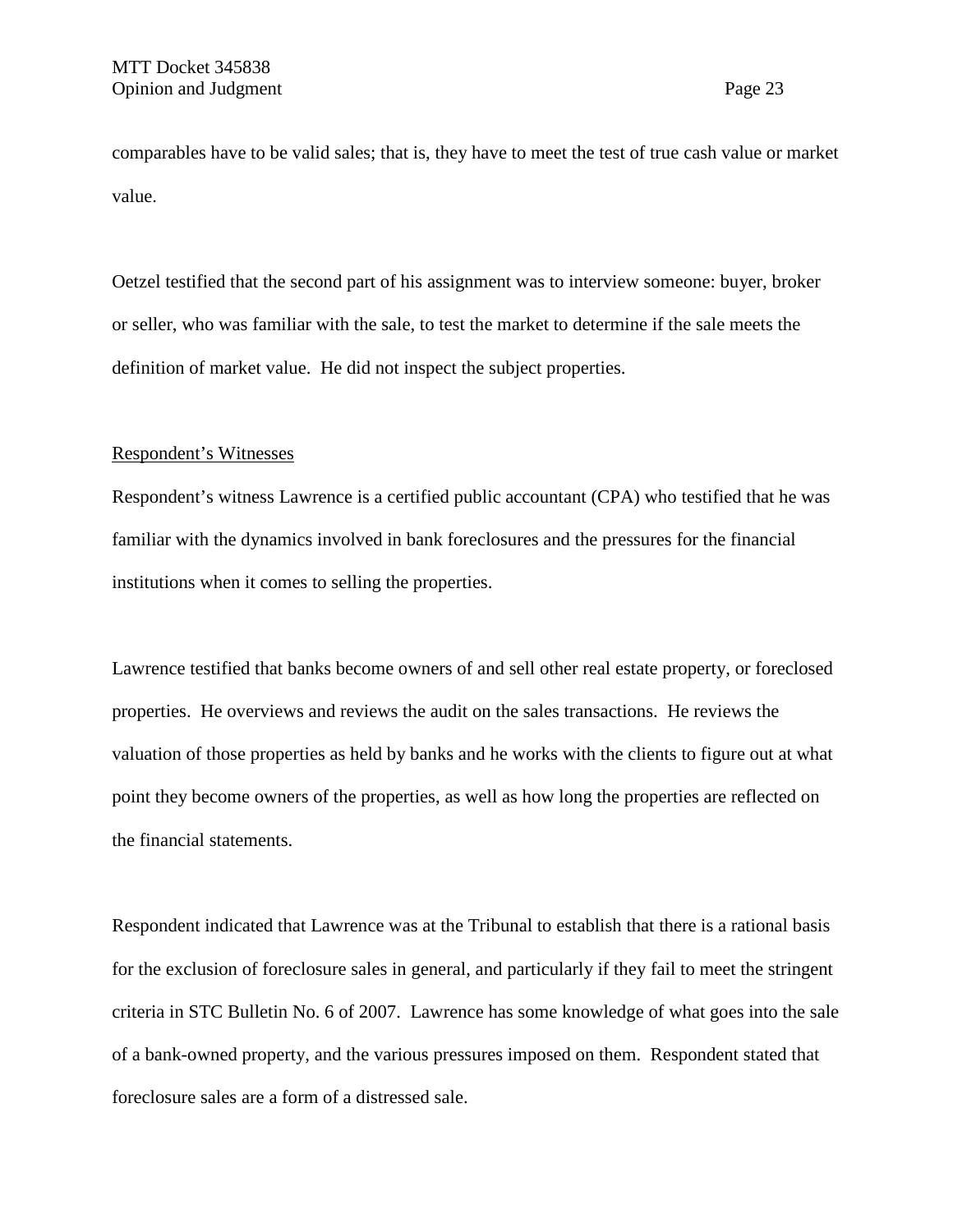comparables have to be valid sales; that is, they have to meet the test of true cash value or market value.

Oetzel testified that the second part of his assignment was to interview someone: buyer, broker or seller, who was familiar with the sale, to test the market to determine if the sale meets the definition of market value. He did not inspect the subject properties.

<u>Respondent's Witnesses</u>

Respondent's witness Lawrence is a certified public accountant (CPA) who testified that he was familiar with the dynamics involved in bank foreclosures and the pressures for the financial institutions when it comes to selling the properties.

Lawrence testified that banks become owners of and sell other real estate property, or foreclosed properties. He overviews and reviews the audit on the sales transactions. He reviews the valuation of those properties as held by banks and he works with the clients to figure out at what point they become owners of the properties, as well as how long the properties are reflected on the financial statements.

Respondent indicated that Lawrence was at the Tribunal to establish that there is a rational basis for the exclusion of foreclosure sales in general, and particularly if they fail to meet the stringent criteria in STC Bulletin No. 6 of 2007. Lawrence has some knowledge of what goes into the sale of a bank-owned property, and the various pressures imposed on them. Respondent stated that foreclosure sales are a form of a distressed sale.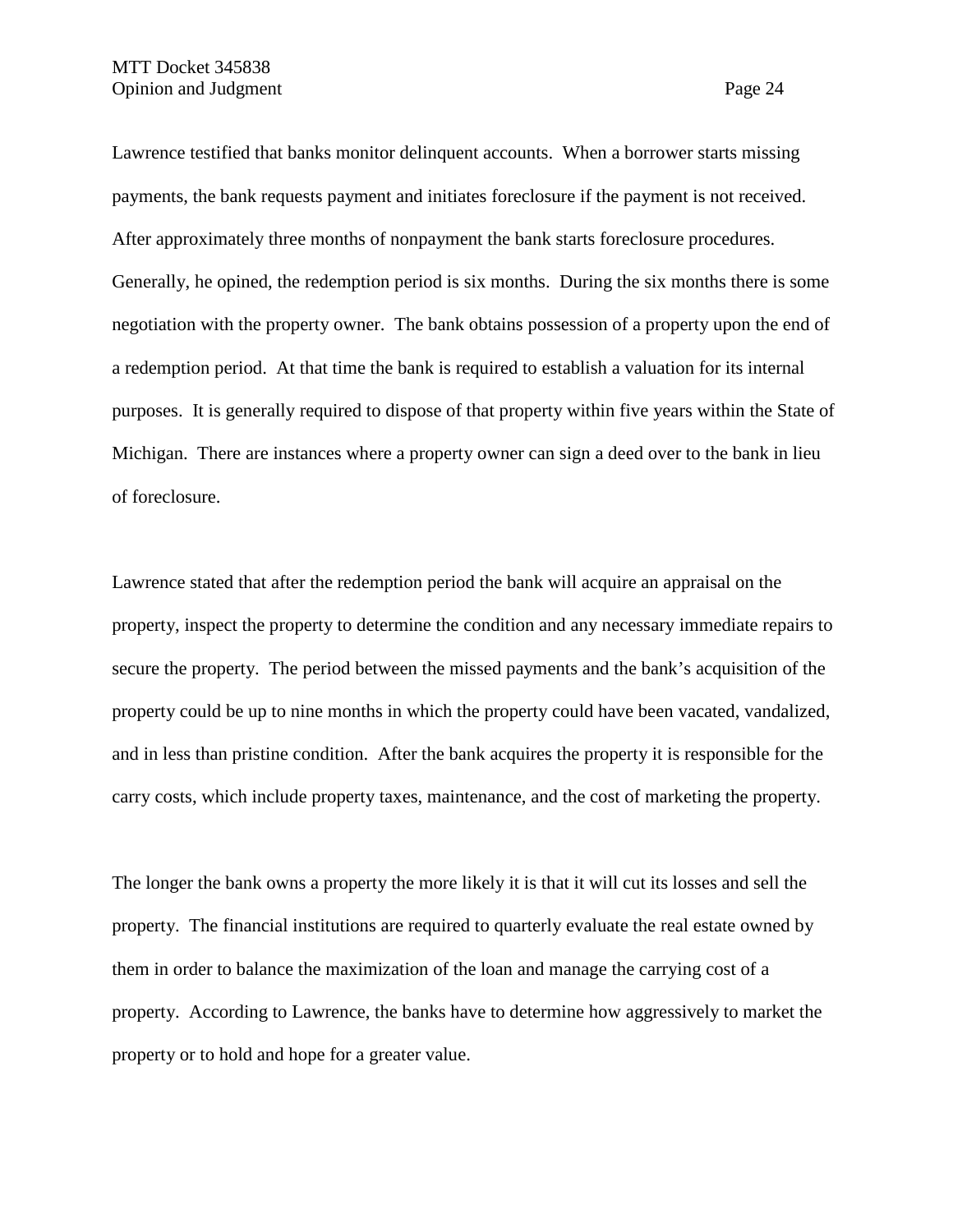Lawrence testified that banks monitor delinquent accounts. When a borrower starts missing payments, the bank requests payment and initiates foreclosure if the payment is not received. After approximately three months of nonpayment the bank starts foreclosure procedures. Generally, he opined, the redemption period is six months. During the six months there is some negotiation with the property owner. The bank obtains possession of a property upon the end of a redemption period. At that time the bank is required to establish a valuation for its internal purposes. It is generally required to dispose of that property within five years within the State of Michigan. There are instances where a property owner can sign a deed over to the bank in lieu of foreclosure.

Lawrence stated that after the redemption period the bank will acquire an appraisal on the property, inspect the property to determine the condition and any necessary immediate repairs to secure the property. The period between the missed payments and the bank's acquisition of the property could be up to nine months in which the property could have been vacated, vandalized, and in less than pristine condition. After the bank acquires the property it is responsible for the carry costs, which include property taxes, maintenance, and the cost of marketing the property.

The longer the bank owns a property the more likely it is that it will cut its losses and sell the property. The financial institutions are required to quarterly evaluate the real estate owned by them in order to balance the maximization of the loan and manage the carrying cost of a property. According to Lawrence, the banks have to determine how aggressively to market the property or to hold and hope for a greater value.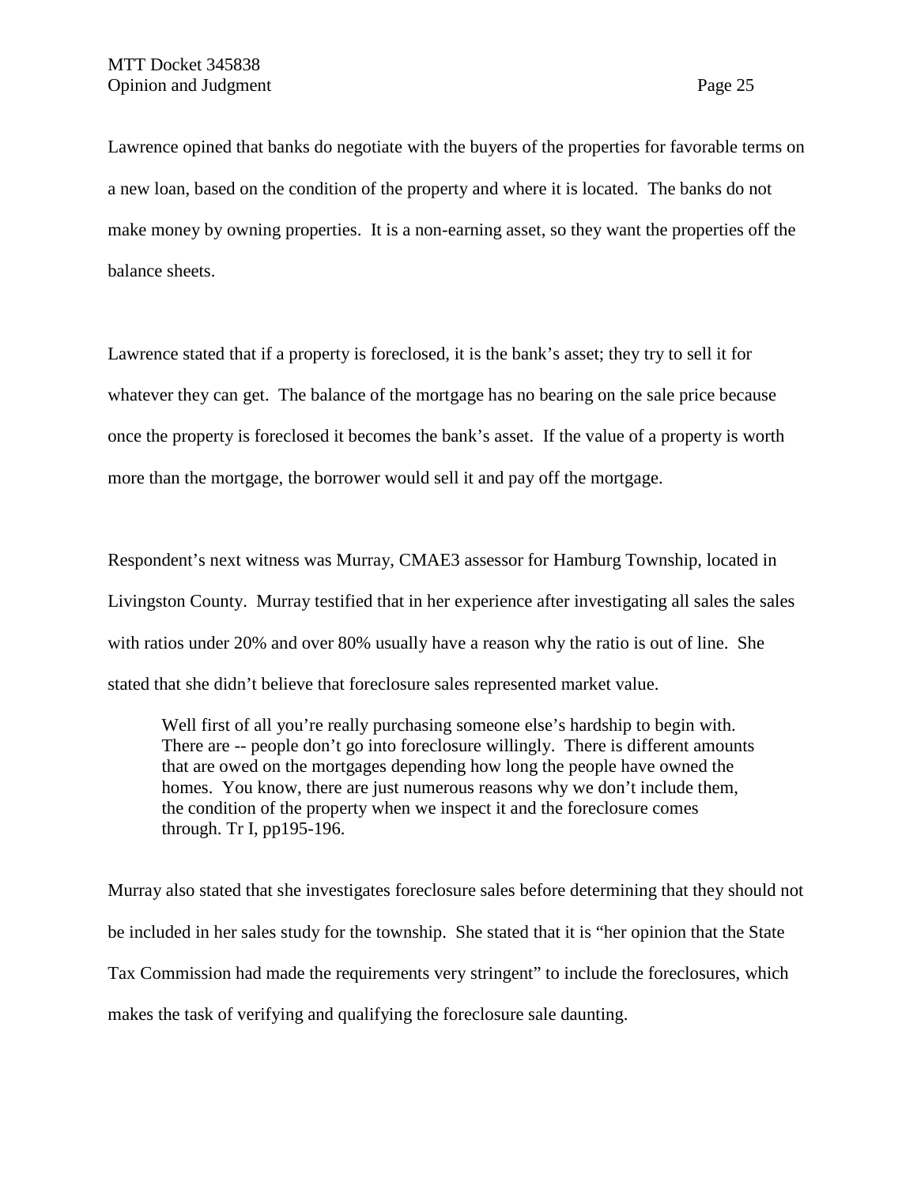Lawrence opined that banks do negotiate with the buyers of the properties for favorable terms on a new loan, based on the condition of the property and where it is located. The banks do not make money by owning properties. It is a non-earning asset, so they want the properties off the balance sheets.

Lawrence stated that if a property is foreclosed, it is the bank's asset; they try to sell it for whatever they can get. The balance of the mortgage has no bearing on the sale price because once the property is foreclosed it becomes the bank's asset. If the value of a property is worth more than the mortgage, the borrower would sell it and pay off the mortgage.

Respondent's next witness was Murray, CMAE3 assessor for Hamburg Township, located in Livingston County. Murray testified that in her experience after investigating all sales the sales with ratios under 20% and over 80% usually have a reason why the ratio is out of line. She stated that she didn't believe that foreclosure sales represented market value.

> Well first of all you're really purchasing someone else's hardship to begin with. There are -- people don't go into foreclosure willingly. There is different amounts that are owed on the mortgages depending how long the people have owned the homes. You know, there are just numerous reasons why we don't include them, the condition of the property when we inspect it and the foreclosure comes through. Tr I, pp195-196.

Murray also stated that she investigates foreclosure sales before determining that they should not be included in her sales study for the township. She stated that it is "her opinion that the State Tax Commission had made the requirements very stringent" to include the foreclosures, which makes the task of verifying and qualifying the foreclosure sale daunting.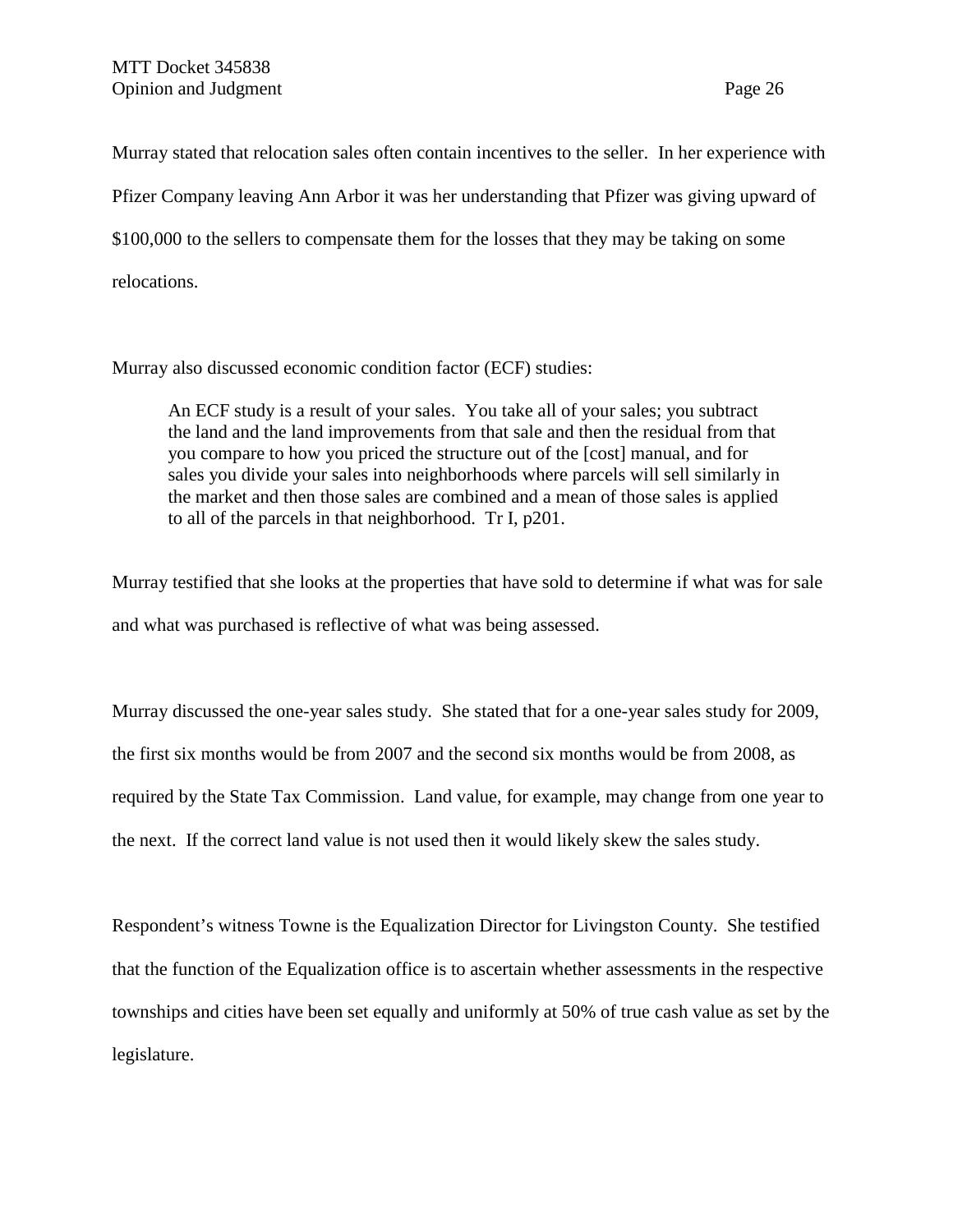Murray stated that relocation sales often contain incentives to the seller. In her experience with Pfizer Company leaving Ann Arbor it was her understanding that Pfizer was giving upward of $100,000 to the sellers to compensate them for the losses that they may be taking on some relocations.

Murray also discussed economic condition factor (ECF) studies:

> An ECF study is a result of your sales. You take all of your sales; you subtract the land and the land improvements from that sale and then the residual from that you compare to how you priced the structure out of the [cost] manual, and for sales you divide your sales into neighborhoods where parcels will sell similarly in the market and then those sales are combined and a mean of those sales is applied to all of the parcels in that neighborhood. Tr I, p201.

Murray testified that she looks at the properties that have sold to determine if what was for sale and what was purchased is reflective of what was being assessed.

Murray discussed the one-year sales study. She stated that for a one-year sales study for 2009, the first six months would be from 2007 and the second six months would be from 2008, as required by the State Tax Commission. Land value, for example, may change from one year to the next. If the correct land value is not used then it would likely skew the sales study.

Respondent's witness Towne is the Equalization Director for Livingston County. She testified that the function of the Equalization office is to ascertain whether assessments in the respective townships and cities have been set equally and uniformly at 50% of true cash value as set by the legislature.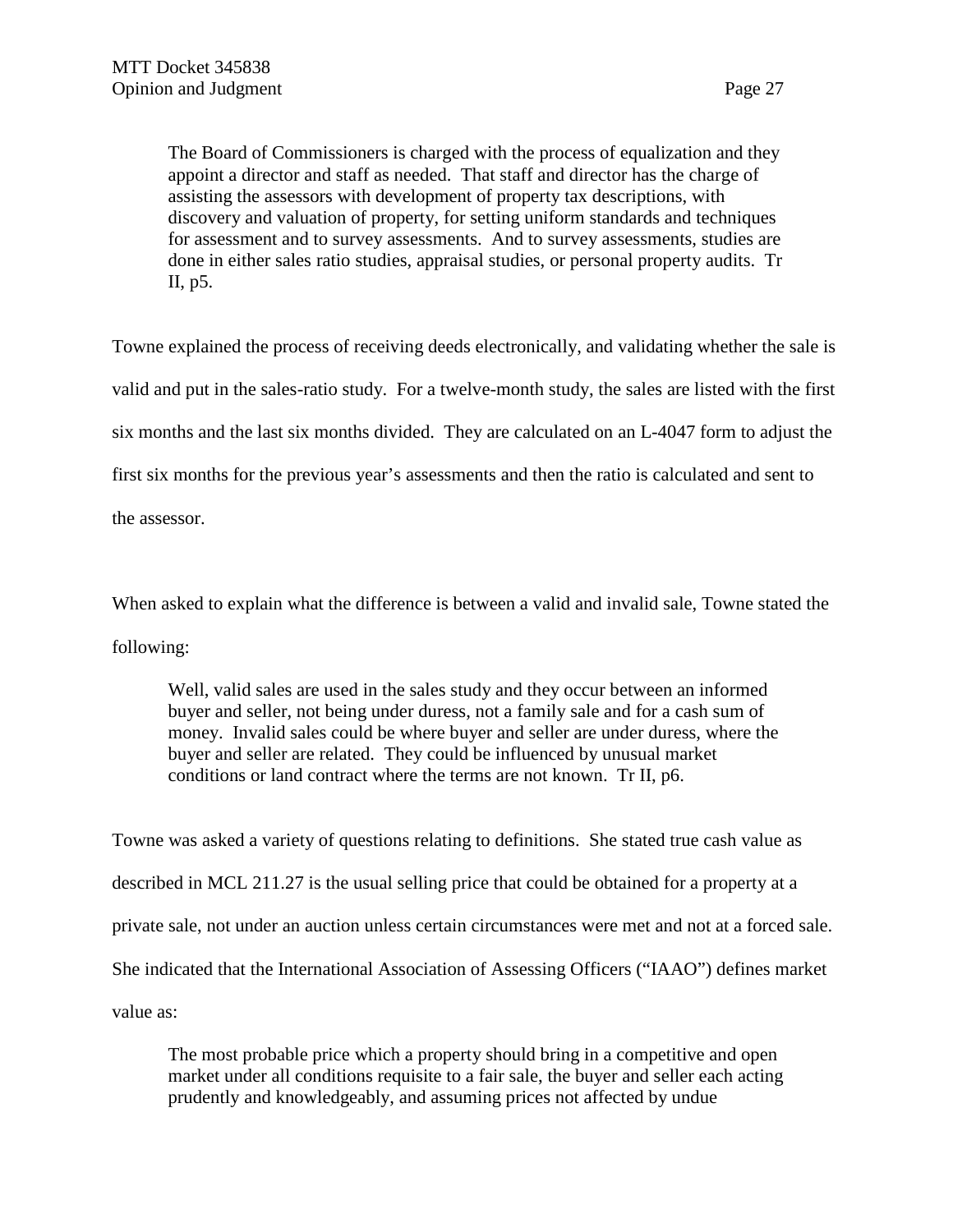> The Board of Commissioners is charged with the process of equalization and they appoint a director and staff as needed. That staff and director has the charge of assisting the assessors with development of property tax descriptions, with discovery and valuation of property, for setting uniform standards and techniques for assessment and to survey assessments. And to survey assessments, studies are done in either sales ratio studies, appraisal studies, or personal property audits. Tr II, p5.

Towne explained the process of receiving deeds electronically, and validating whether the sale is valid and put in the sales-ratio study. For a twelve-month study, the sales are listed with the first six months and the last six months divided. They are calculated on an L-4047 form to adjust the first six months for the previous year's assessments and then the ratio is calculated and sent to the assessor.

When asked to explain what the difference is between a valid and invalid sale, Towne stated the following:

> Well, valid sales are used in the sales study and they occur between an informed buyer and seller, not being under duress, not a family sale and for a cash sum of money. Invalid sales could be where buyer and seller are under duress, where the buyer and seller are related. They could be influenced by unusual market conditions or land contract where the terms are not known. Tr II, p6.

Towne was asked a variety of questions relating to definitions. She stated true cash value as described in MCL 211.27 is the usual selling price that could be obtained for a property at a private sale, not under an auction unless certain circumstances were met and not at a forced sale. She indicated that the International Association of Assessing Officers ("IAAO") defines market value as:

> The most probable price which a property should bring in a competitive and open market under all conditions requisite to a fair sale, the buyer and seller each acting prudently and knowledgeably, and assuming prices not affected by undue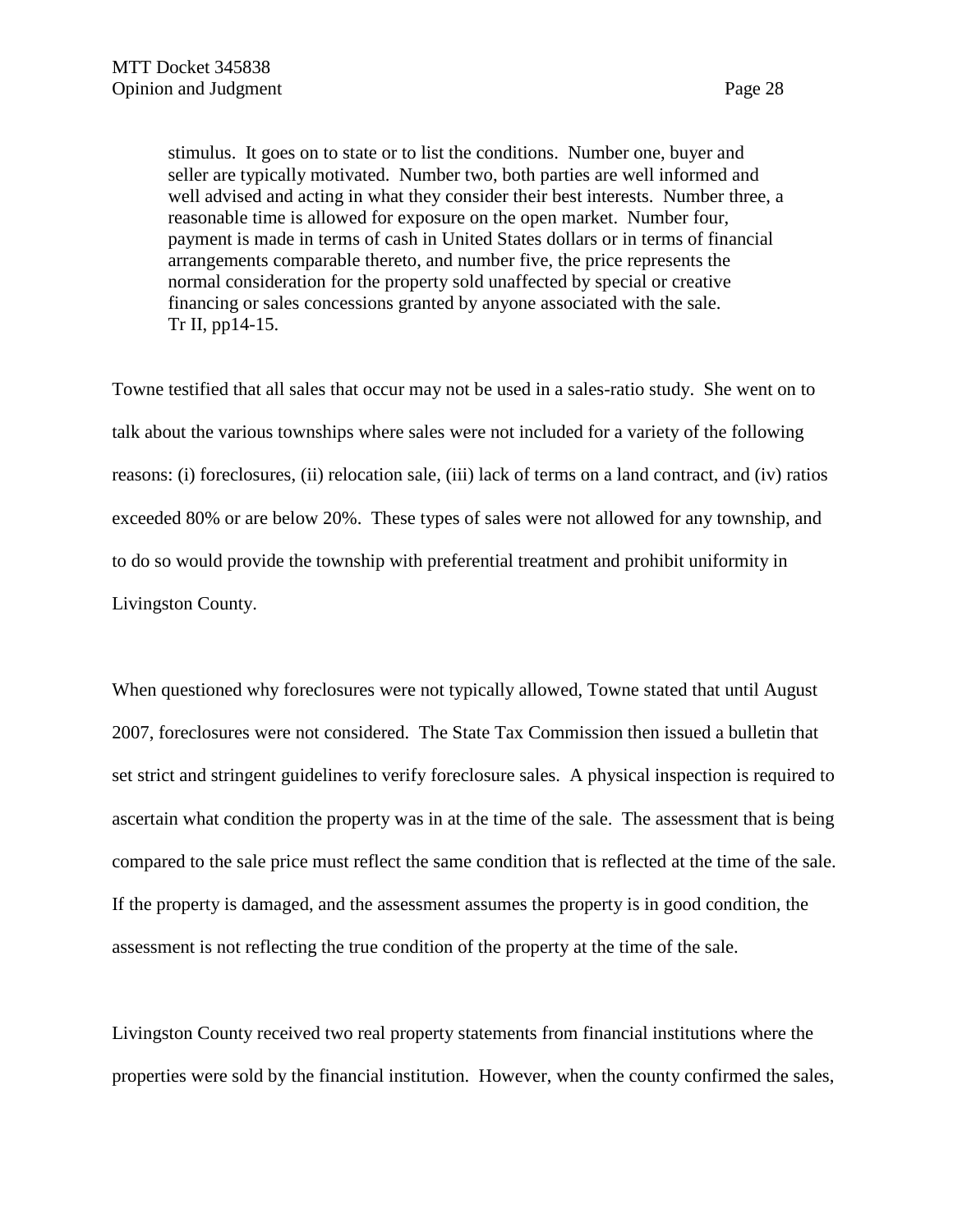> stimulus. It goes on to state or to list the conditions. Number one, buyer and seller are typically motivated. Number two, both parties are well informed and well advised and acting in what they consider their best interests. Number three, a reasonable time is allowed for exposure on the open market. Number four, payment is made in terms of cash in United States dollars or in terms of financial arrangements comparable thereto, and number five, the price represents the normal consideration for the property sold unaffected by special or creative financing or sales concessions granted by anyone associated with the sale. Tr II, pp14-15.

Towne testified that all sales that occur may not be used in a sales-ratio study. She went on to talk about the various townships where sales were not included for a variety of the following reasons: (i) foreclosures, (ii) relocation sale, (iii) lack of terms on a land contract, and (iv) ratios exceeded 80% or are below 20%. These types of sales were not allowed for any township, and to do so would provide the township with preferential treatment and prohibit uniformity in Livingston County.

When questioned why foreclosures were not typically allowed, Towne stated that until August 2007, foreclosures were not considered. The State Tax Commission then issued a bulletin that set strict and stringent guidelines to verify foreclosure sales. A physical inspection is required to ascertain what condition the property was in at the time of the sale. The assessment that is being compared to the sale price must reflect the same condition that is reflected at the time of the sale. If the property is damaged, and the assessment assumes the property is in good condition, the assessment is not reflecting the true condition of the property at the time of the sale.

Livingston County received two real property statements from financial institutions where the properties were sold by the financial institution. However, when the county confirmed the sales,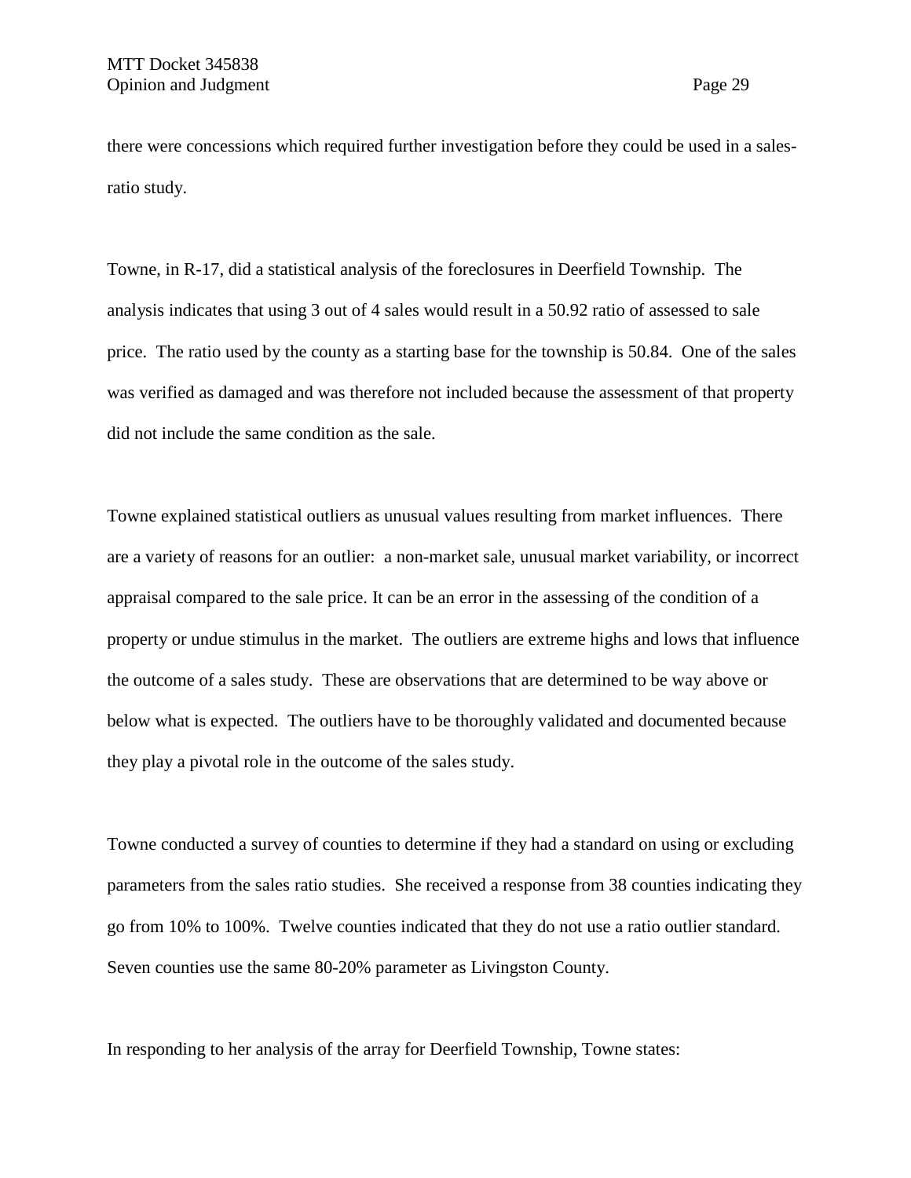there were concessions which required further investigation before they could be used in a sales-ratio study.

Towne, in R-17, did a statistical analysis of the foreclosures in Deerfield Township. The analysis indicates that using 3 out of 4 sales would result in a 50.92 ratio of assessed to sale price. The ratio used by the county as a starting base for the township is 50.84. One of the sales was verified as damaged and was therefore not included because the assessment of that property did not include the same condition as the sale.

Towne explained statistical outliers as unusual values resulting from market influences. There are a variety of reasons for an outlier: a non-market sale, unusual market variability, or incorrect appraisal compared to the sale price. It can be an error in the assessing of the condition of a property or undue stimulus in the market. The outliers are extreme highs and lows that influence the outcome of a sales study. These are observations that are determined to be way above or below what is expected. The outliers have to be thoroughly validated and documented because they play a pivotal role in the outcome of the sales study.

Towne conducted a survey of counties to determine if they had a standard on using or excluding parameters from the sales ratio studies. She received a response from 38 counties indicating they go from 10% to 100%. Twelve counties indicated that they do not use a ratio outlier standard. Seven counties use the same 80-20% parameter as Livingston County.

In responding to her analysis of the array for Deerfield Township, Towne states: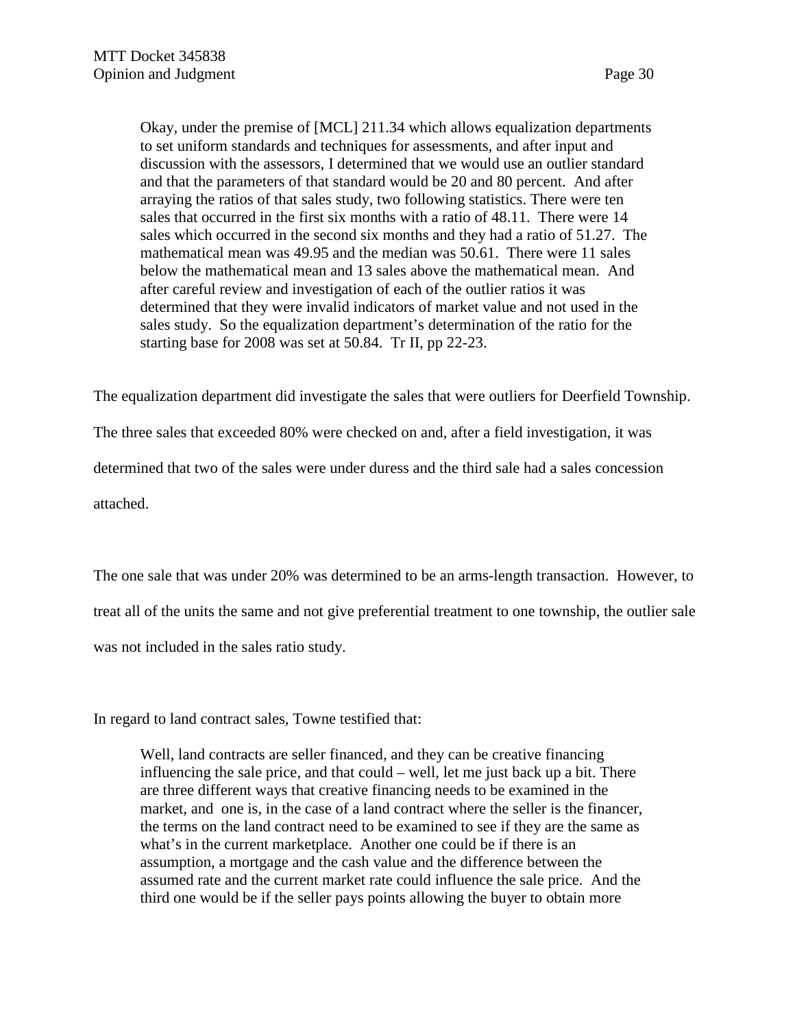> Okay, under the premise of [MCL] 211.34 which allows equalization departments to set uniform standards and techniques for assessments, and after input and discussion with the assessors, I determined that we would use an outlier standard and that the parameters of that standard would be 20 and 80 percent. And after arraying the ratios of that sales study, two following statistics. There were ten sales that occurred in the first six months with a ratio of 48.11. There were 14 sales which occurred in the second six months and they had a ratio of 51.27. The mathematical mean was 49.95 and the median was 50.61. There were 11 sales below the mathematical mean and 13 sales above the mathematical mean. And after careful review and investigation of each of the outlier ratios it was determined that they were invalid indicators of market value and not used in the sales study. So the equalization department's determination of the ratio for the starting base for 2008 was set at 50.84. Tr II, pp 22-23.

The equalization department did investigate the sales that were outliers for Deerfield Township. The three sales that exceeded 80% were checked on and, after a field investigation, it was determined that two of the sales were under duress and the third sale had a sales concession attached.

The one sale that was under 20% was determined to be an arms-length transaction. However, to treat all of the units the same and not give preferential treatment to one township, the outlier sale was not included in the sales ratio study.

In regard to land contract sales, Towne testified that:

> Well, land contracts are seller financed, and they can be creative financing influencing the sale price, and that could – well, let me just back up a bit. There are three different ways that creative financing needs to be examined in the market, and one is, in the case of a land contract where the seller is the financer, the terms on the land contract need to be examined to see if they are the same as what's in the current marketplace. Another one could be if there is an assumption, a mortgage and the cash value and the difference between the assumed rate and the current market rate could influence the sale price. And the third one would be if the seller pays points allowing the buyer to obtain more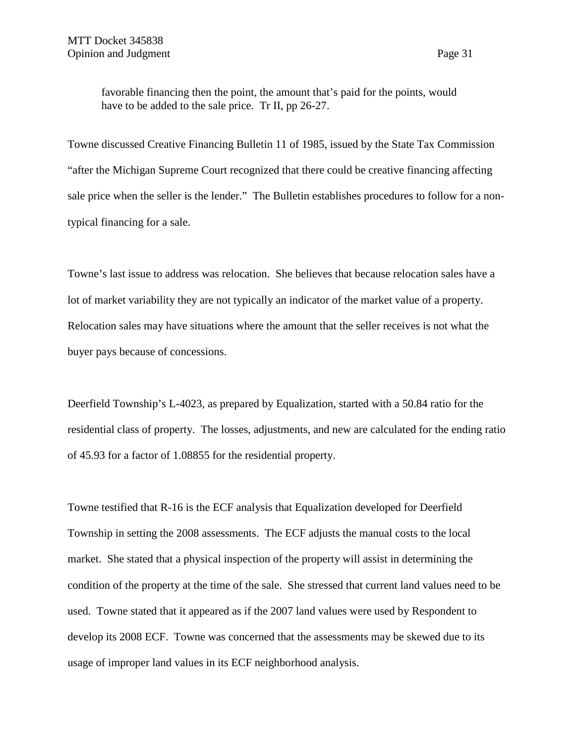> favorable financing then the point, the amount that's paid for the points, would have to be added to the sale price. Tr II, pp 26-27.

Towne discussed Creative Financing Bulletin 11 of 1985, issued by the State Tax Commission "after the Michigan Supreme Court recognized that there could be creative financing affecting sale price when the seller is the lender." The Bulletin establishes procedures to follow for a non-typical financing for a sale.

Towne's last issue to address was relocation. She believes that because relocation sales have a lot of market variability they are not typically an indicator of the market value of a property. Relocation sales may have situations where the amount that the seller receives is not what the buyer pays because of concessions.

Deerfield Township's L-4023, as prepared by Equalization, started with a 50.84 ratio for the residential class of property. The losses, adjustments, and new are calculated for the ending ratio of 45.93 for a factor of 1.08855 for the residential property.

Towne testified that R-16 is the ECF analysis that Equalization developed for Deerfield Township in setting the 2008 assessments. The ECF adjusts the manual costs to the local market. She stated that a physical inspection of the property will assist in determining the condition of the property at the time of the sale. She stressed that current land values need to be used. Towne stated that it appeared as if the 2007 land values were used by Respondent to develop its 2008 ECF. Towne was concerned that the assessments may be skewed due to its usage of improper land values in its ECF neighborhood analysis.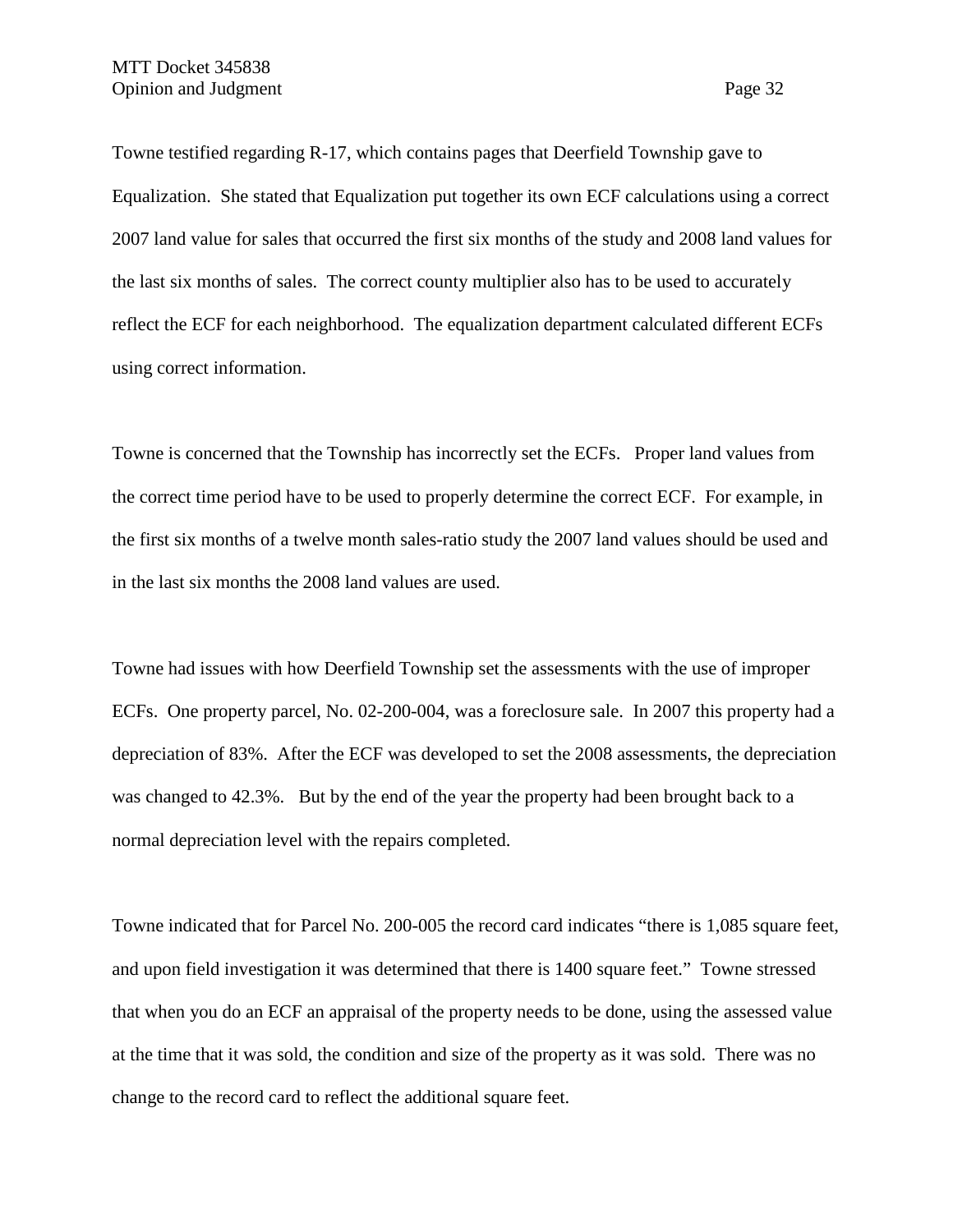Towne testified regarding R-17, which contains pages that Deerfield Township gave to Equalization. She stated that Equalization put together its own ECF calculations using a correct 2007 land value for sales that occurred the first six months of the study and 2008 land values for the last six months of sales. The correct county multiplier also has to be used to accurately reflect the ECF for each neighborhood. The equalization department calculated different ECFs using correct information.

Towne is concerned that the Township has incorrectly set the ECFs. Proper land values from the correct time period have to be used to properly determine the correct ECF. For example, in the first six months of a twelve month sales-ratio study the 2007 land values should be used and in the last six months the 2008 land values are used.

Towne had issues with how Deerfield Township set the assessments with the use of improper ECFs. One property parcel, No. 02-200-004, was a foreclosure sale. In 2007 this property had a depreciation of 83%. After the ECF was developed to set the 2008 assessments, the depreciation was changed to 42.3%. But by the end of the year the property had been brought back to a normal depreciation level with the repairs completed.

Towne indicated that for Parcel No. 200-005 the record card indicates "there is 1,085 square feet, and upon field investigation it was determined that there is 1400 square feet." Towne stressed that when you do an ECF an appraisal of the property needs to be done, using the assessed value at the time that it was sold, the condition and size of the property as it was sold. There was no change to the record card to reflect the additional square feet.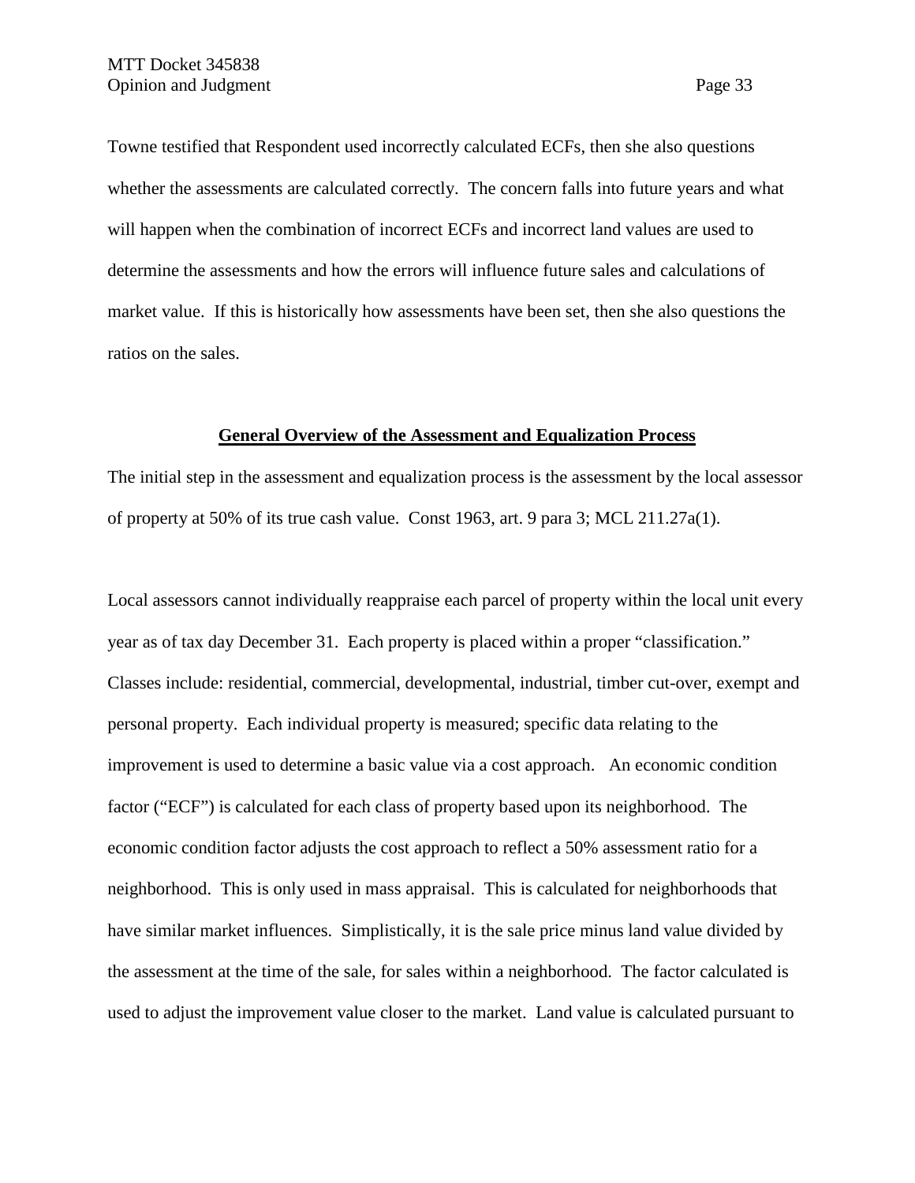Towne testified that Respondent used incorrectly calculated ECFs, then she also questions whether the assessments are calculated correctly. The concern falls into future years and what will happen when the combination of incorrect ECFs and incorrect land values are used to determine the assessments and how the errors will influence future sales and calculations of market value. If this is historically how assessments have been set, then she also questions the ratios on the sales.

**General Overview of the Assessment and Equalization Process**

The initial step in the assessment and equalization process is the assessment by the local assessor of property at 50% of its true cash value. Const 1963, art. 9 para 3; MCL 211.27a(1).

Local assessors cannot individually reappraise each parcel of property within the local unit every year as of tax day December 31. Each property is placed within a proper "classification." Classes include: residential, commercial, developmental, industrial, timber cut-over, exempt and personal property. Each individual property is measured; specific data relating to the improvement is used to determine a basic value via a cost approach. An economic condition factor ("ECF") is calculated for each class of property based upon its neighborhood. The economic condition factor adjusts the cost approach to reflect a 50% assessment ratio for a neighborhood. This is only used in mass appraisal. This is calculated for neighborhoods that have similar market influences. Simplistically, it is the sale price minus land value divided by the assessment at the time of the sale, for sales within a neighborhood. The factor calculated is used to adjust the improvement value closer to the market. Land value is calculated pursuant to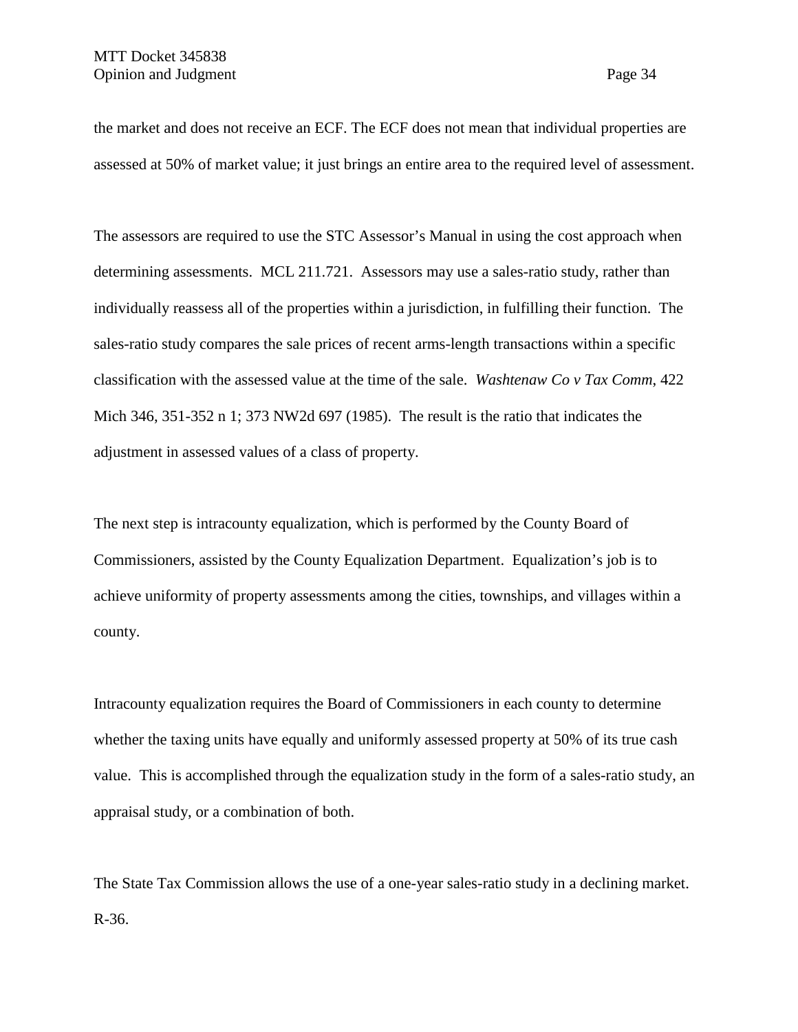the market and does not receive an ECF. The ECF does not mean that individual properties are assessed at 50% of market value; it just brings an entire area to the required level of assessment.

The assessors are required to use the STC Assessor's Manual in using the cost approach when determining assessments. MCL 211.721. Assessors may use a sales-ratio study, rather than individually reassess all of the properties within a jurisdiction, in fulfilling their function. The sales-ratio study compares the sale prices of recent arms-length transactions within a specific classification with the assessed value at the time of the sale. *Washtenaw Co v Tax Comm*, 422 Mich 346, 351-352 n 1; 373 NW2d 697 (1985). The result is the ratio that indicates the adjustment in assessed values of a class of property.

The next step is intracounty equalization, which is performed by the County Board of Commissioners, assisted by the County Equalization Department. Equalization's job is to achieve uniformity of property assessments among the cities, townships, and villages within a county.

Intracounty equalization requires the Board of Commissioners in each county to determine whether the taxing units have equally and uniformly assessed property at 50% of its true cash value. This is accomplished through the equalization study in the form of a sales-ratio study, an appraisal study, or a combination of both.

The State Tax Commission allows the use of a one-year sales-ratio study in a declining market. R-36.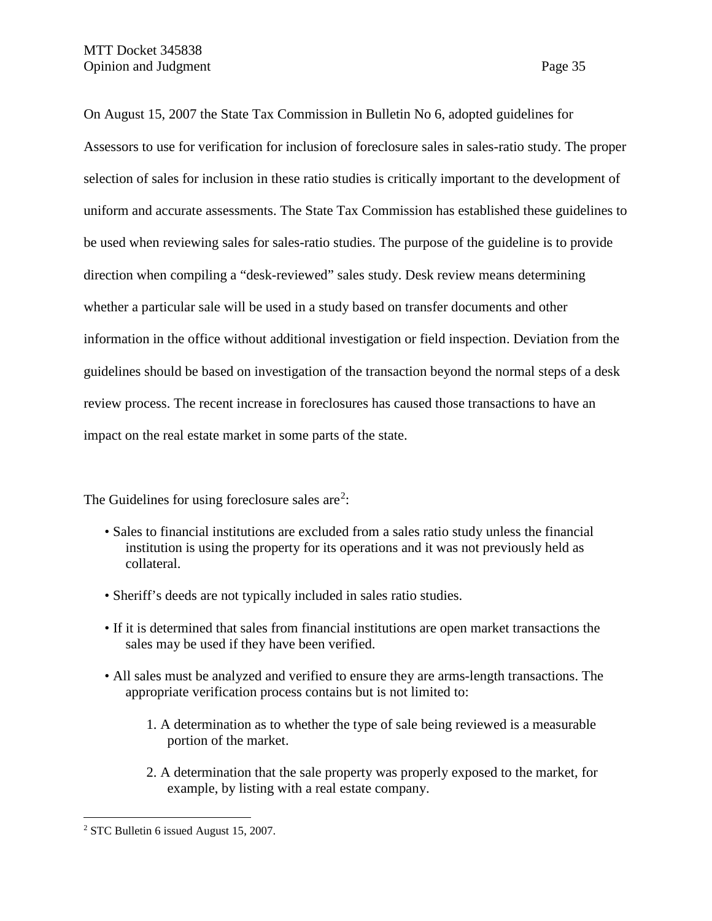On August 15, 2007 the State Tax Commission in Bulletin No 6, adopted guidelines for Assessors to use for verification for inclusion of foreclosure sales in sales-ratio study. The proper selection of sales for inclusion in these ratio studies is critically important to the development of uniform and accurate assessments. The State Tax Commission has established these guidelines to be used when reviewing sales for sales-ratio studies. The purpose of the guideline is to provide direction when compiling a "desk-reviewed" sales study. Desk review means determining whether a particular sale will be used in a study based on transfer documents and other information in the office without additional investigation or field inspection. Deviation from the guidelines should be based on investigation of the transaction beyond the normal steps of a desk review process. The recent increase in foreclosures has caused those transactions to have an impact on the real estate market in some parts of the state.

The Guidelines for using foreclosure sales are[2]:

- Sales to financial institutions are excluded from a sales ratio study unless the financial institution is using the property for its operations and it was not previously held as collateral.
- Sheriff's deeds are not typically included in sales ratio studies.
- If it is determined that sales from financial institutions are open market transactions the sales may be used if they have been verified.
- All sales must be analyzed and verified to ensure they are arms-length transactions. The appropriate verification process contains but is not limited to:
    1. A determination as to whether the type of sale being reviewed is a measurable portion of the market.
    2. A determination that the sale property was properly exposed to the market, for example, by listing with a real estate company.

[2] STC Bulletin 6 issued August 15, 2007.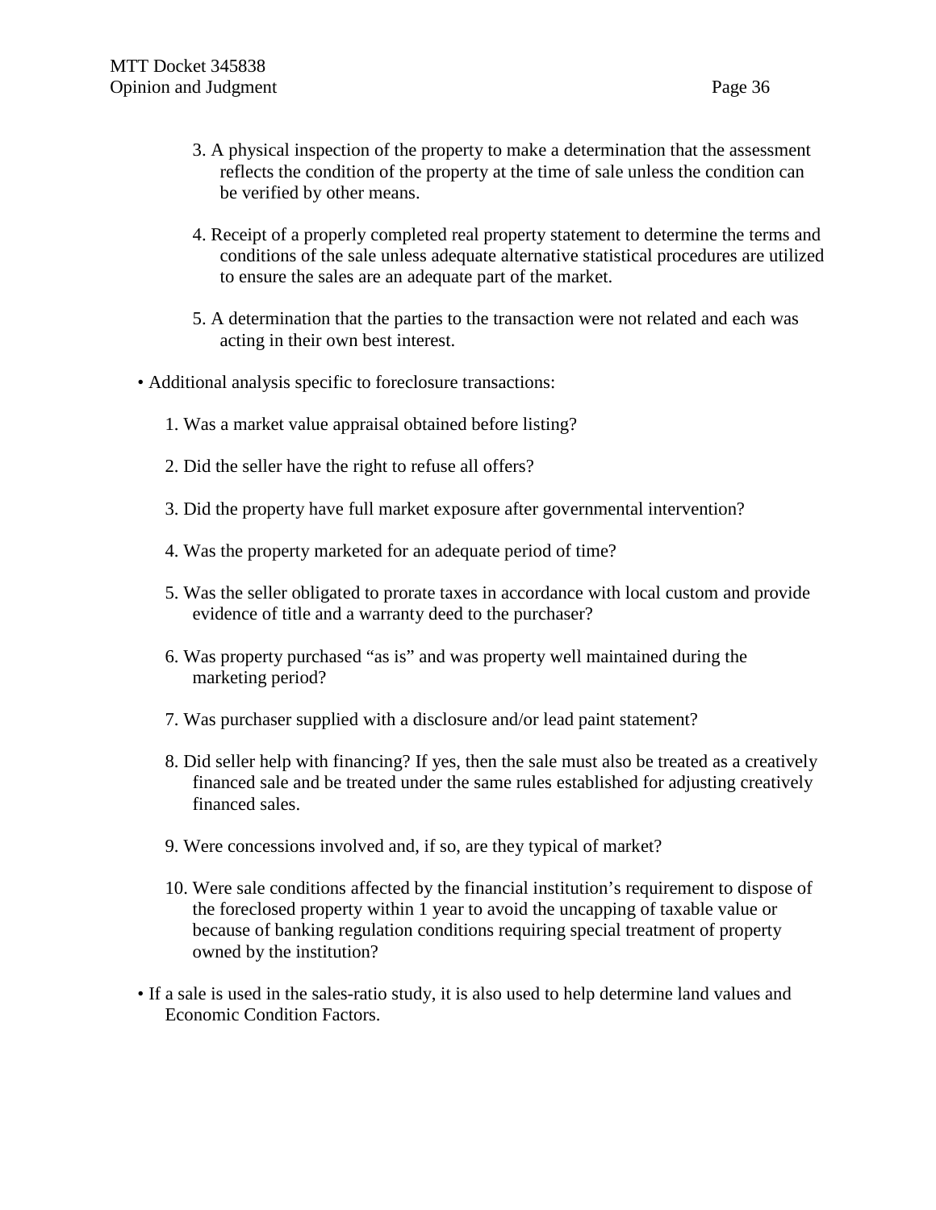3. A physical inspection of the property to make a determination that the assessment reflects the condition of the property at the time of sale unless the condition can be verified by other means.

4. Receipt of a properly completed real property statement to determine the terms and conditions of the sale unless adequate alternative statistical procedures are utilized to ensure the sales are an adequate part of the market.

5. A determination that the parties to the transaction were not related and each was acting in their own best interest.

- Additional analysis specific to foreclosure transactions:

  1. Was a market value appraisal obtained before listing?

  2. Did the seller have the right to refuse all offers?

  3. Did the property have full market exposure after governmental intervention?

  4. Was the property marketed for an adequate period of time?

  5. Was the seller obligated to prorate taxes in accordance with local custom and provide evidence of title and a warranty deed to the purchaser?

  6. Was property purchased "as is" and was property well maintained during the marketing period?

  7. Was purchaser supplied with a disclosure and/or lead paint statement?

  8. Did seller help with financing? If yes, then the sale must also be treated as a creatively financed sale and be treated under the same rules established for adjusting creatively financed sales.

  9. Were concessions involved and, if so, are they typical of market?

  10. Were sale conditions affected by the financial institution's requirement to dispose of the foreclosed property within 1 year to avoid the uncapping of taxable value or because of banking regulation conditions requiring special treatment of property owned by the institution?

- If a sale is used in the sales-ratio study, it is also used to help determine land values and Economic Condition Factors.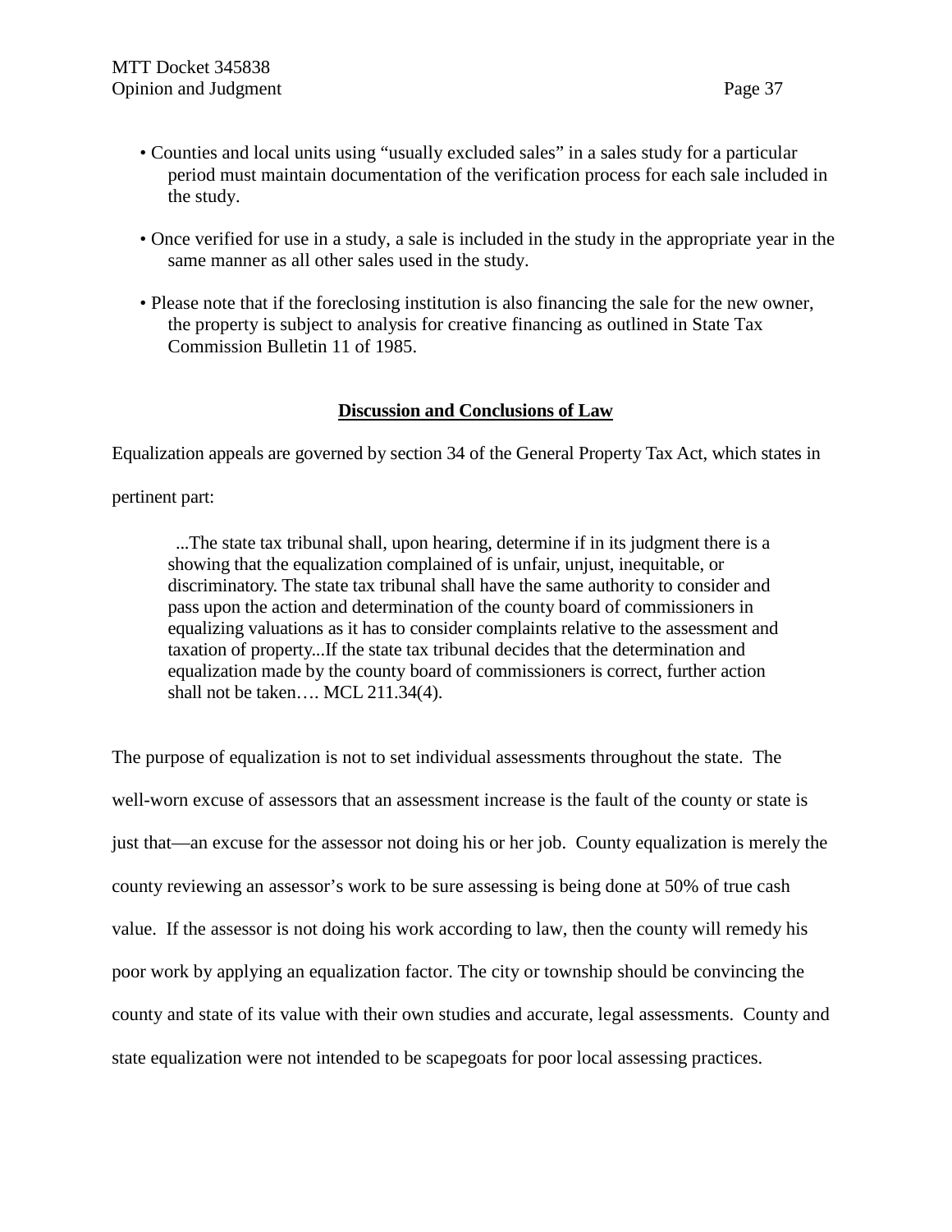- Counties and local units using “usually excluded sales” in a sales study for a particular period must maintain documentation of the verification process for each sale included in the study.

- Once verified for use in a study, a sale is included in the study in the appropriate year in the same manner as all other sales used in the study.

- Please note that if the foreclosing institution is also financing the sale for the new owner, the property is subject to analysis for creative financing as outlined in State Tax Commission Bulletin 11 of 1985.

## Discussion and Conclusions of Law

Equalization appeals are governed by section 34 of the General Property Tax Act, which states in pertinent part:

> ...The state tax tribunal shall, upon hearing, determine if in its judgment there is a showing that the equalization complained of is unfair, unjust, inequitable, or discriminatory. The state tax tribunal shall have the same authority to consider and pass upon the action and determination of the county board of commissioners in equalizing valuations as it has to consider complaints relative to the assessment and taxation of property...If the state tax tribunal decides that the determination and equalization made by the county board of commissioners is correct, further action shall not be taken…. MCL 211.34(4).

The purpose of equalization is not to set individual assessments throughout the state. The well-worn excuse of assessors that an assessment increase is the fault of the county or state is just that—an excuse for the assessor not doing his or her job. County equalization is merely the county reviewing an assessor’s work to be sure assessing is being done at 50% of true cash value. If the assessor is not doing his work according to law, then the county will remedy his poor work by applying an equalization factor. The city or township should be convincing the county and state of its value with their own studies and accurate, legal assessments. County and state equalization were not intended to be scapegoats for poor local assessing practices.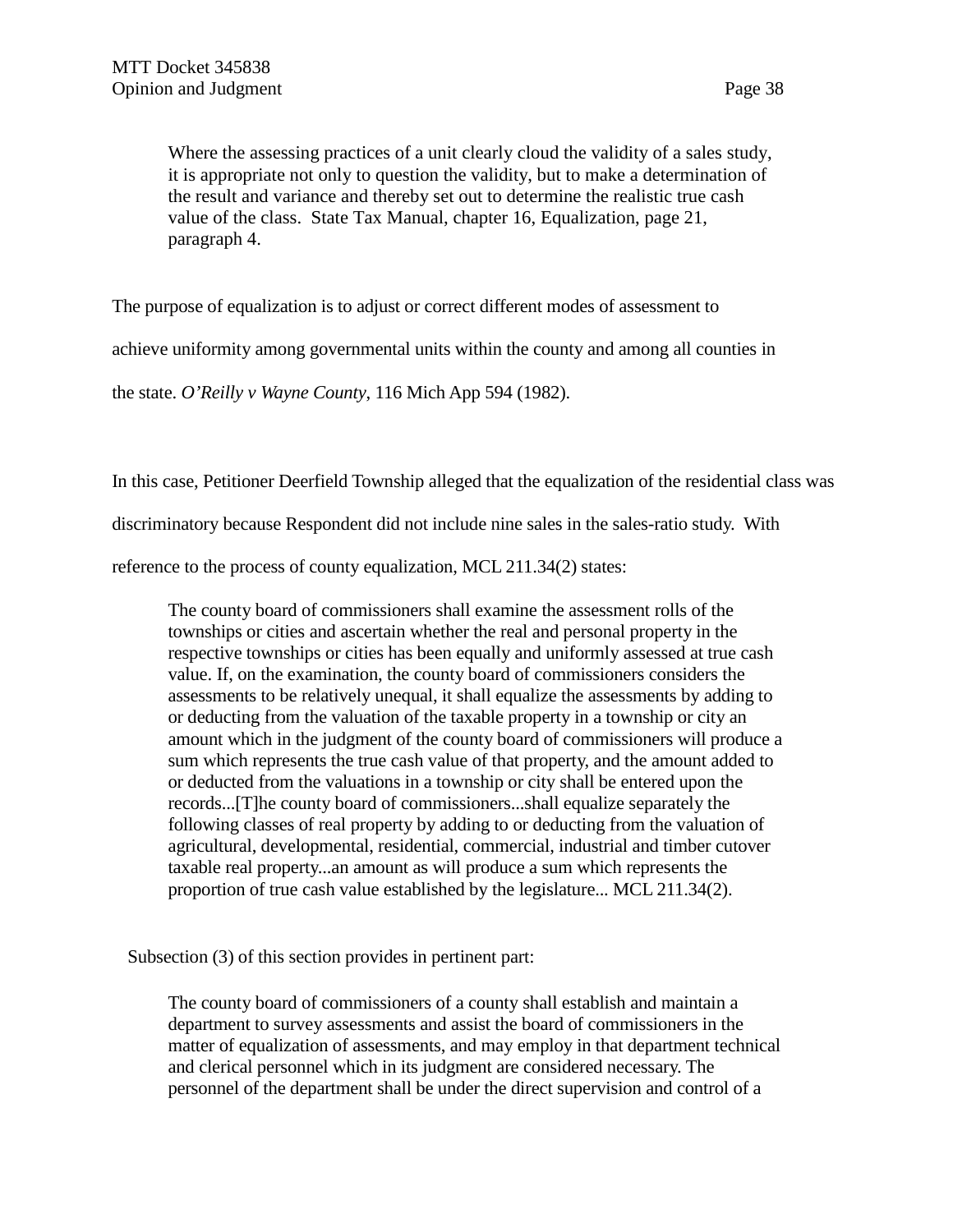> Where the assessing practices of a unit clearly cloud the validity of a sales study, it is appropriate not only to question the validity, but to make a determination of the result and variance and thereby set out to determine the realistic true cash value of the class. State Tax Manual, chapter 16, Equalization, page 21, paragraph 4.

The purpose of equalization is to adjust or correct different modes of assessment to achieve uniformity among governmental units within the county and among all counties in the state. *O'Reilly v Wayne County*, 116 Mich App 594 (1982).

In this case, Petitioner Deerfield Township alleged that the equalization of the residential class was discriminatory because Respondent did not include nine sales in the sales-ratio study. With reference to the process of county equalization, MCL 211.34(2) states:

> The county board of commissioners shall examine the assessment rolls of the townships or cities and ascertain whether the real and personal property in the respective townships or cities has been equally and uniformly assessed at true cash value. If, on the examination, the county board of commissioners considers the assessments to be relatively unequal, it shall equalize the assessments by adding to or deducting from the valuation of the taxable property in a township or city an amount which in the judgment of the county board of commissioners will produce a sum which represents the true cash value of that property, and the amount added to or deducted from the valuations in a township or city shall be entered upon the records...[T]he county board of commissioners...shall equalize separately the following classes of real property by adding to or deducting from the valuation of agricultural, developmental, residential, commercial, industrial and timber cutover taxable real property...an amount as will produce a sum which represents the proportion of true cash value established by the legislature... MCL 211.34(2).

Subsection (3) of this section provides in pertinent part:

> The county board of commissioners of a county shall establish and maintain a department to survey assessments and assist the board of commissioners in the matter of equalization of assessments, and may employ in that department technical and clerical personnel which in its judgment are considered necessary. The personnel of the department shall be under the direct supervision and control of a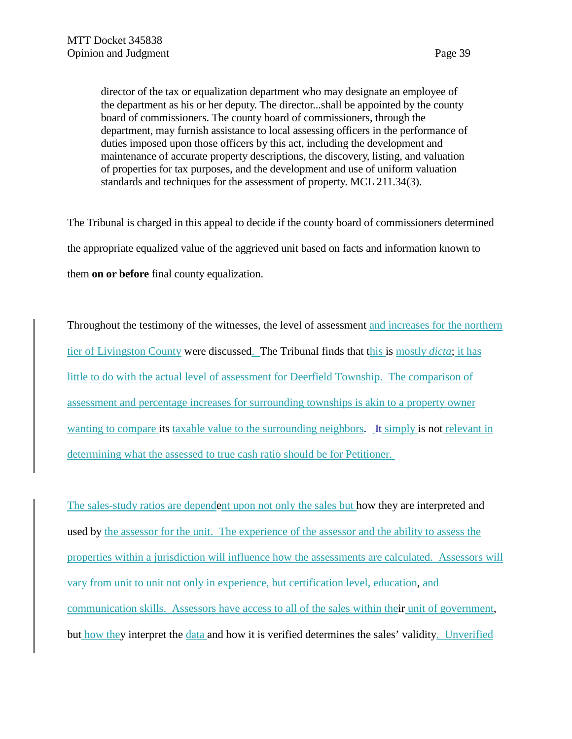> director of the tax or equalization department who may designate an employee of the department as his or her deputy. The director...shall be appointed by the county board of commissioners. The county board of commissioners, through the department, may furnish assistance to local assessing officers in the performance of duties imposed upon those officers by this act, including the development and maintenance of accurate property descriptions, the discovery, listing, and valuation of properties for tax purposes, and the development and use of uniform valuation standards and techniques for the assessment of property. MCL 211.34(3).

The Tribunal is charged in this appeal to decide if the county board of commissioners determined the appropriate equalized value of the aggrieved unit based on facts and information known to them **on or before** final county equalization.

Throughout the testimony of the witnesses, the level of assessment and increases for the northern tier of Livingston County were discussed. The Tribunal finds that this is mostly *dicta*; it has little to do with the actual level of assessment for Deerfield Township. The comparison of assessment and percentage increases for surrounding townships is akin to a property owner wanting to compare its taxable value to the surrounding neighbors. It simply is not relevant in determining what the assessed to true cash ratio should be for Petitioner.

The sales-study ratios are dependent upon not only the sales but how they are interpreted and used by the assessor for the unit. The experience of the assessor and the ability to assess the properties within a jurisdiction will influence how the assessments are calculated. Assessors will vary from unit to unit not only in experience, but certification level, education, and communication skills. Assessors have access to all of the sales within their unit of government, but how they interpret the data and how it is verified determines the sales' validity. Unverified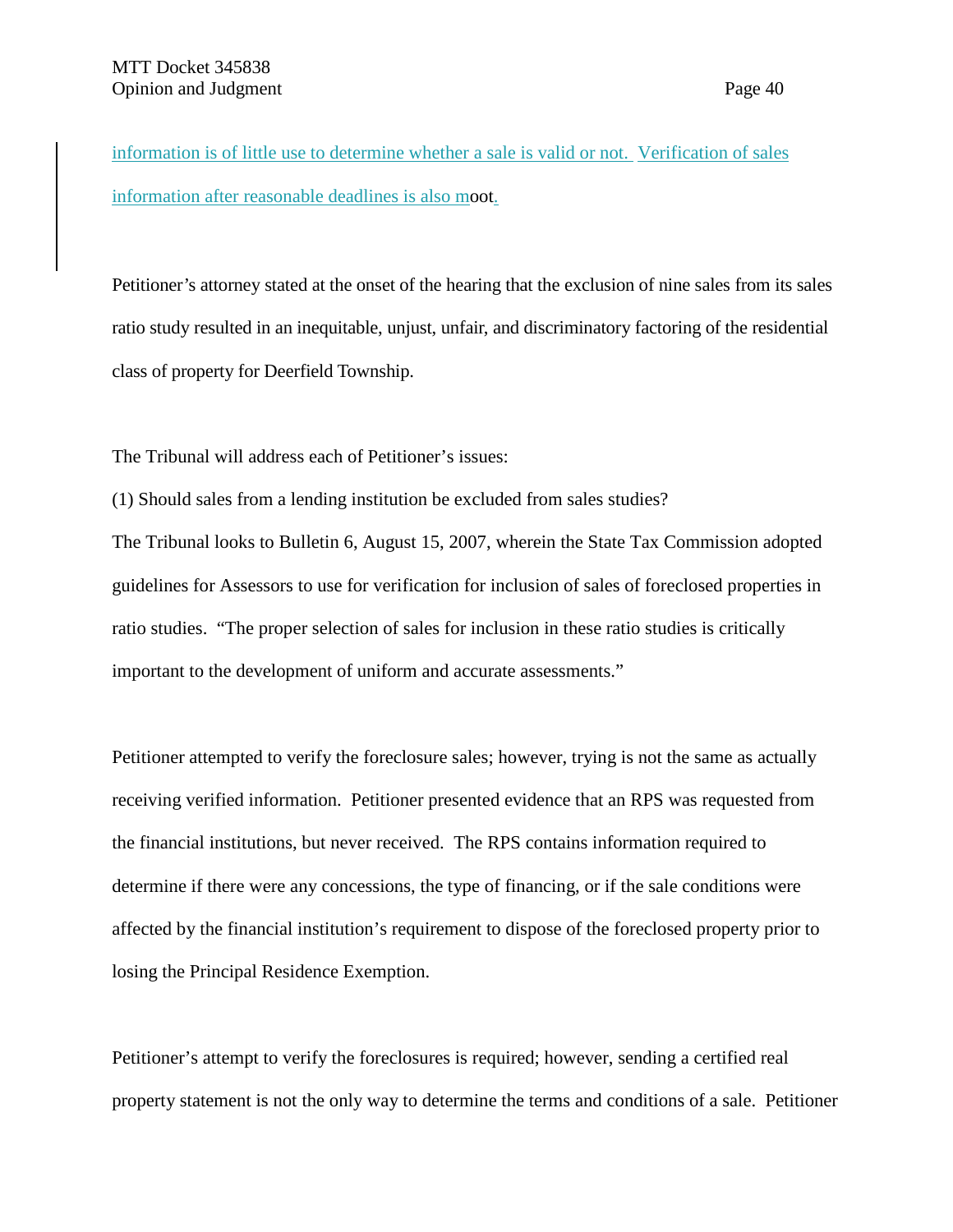information is of little use to determine whether a sale is valid or not. Verification of sales information after reasonable deadlines is also moot.

Petitioner's attorney stated at the onset of the hearing that the exclusion of nine sales from its sales ratio study resulted in an inequitable, unjust, unfair, and discriminatory factoring of the residential class of property for Deerfield Township.

The Tribunal will address each of Petitioner's issues:

(1) Should sales from a lending institution be excluded from sales studies?

The Tribunal looks to Bulletin 6, August 15, 2007, wherein the State Tax Commission adopted guidelines for Assessors to use for verification for inclusion of sales of foreclosed properties in ratio studies. "The proper selection of sales for inclusion in these ratio studies is critically important to the development of uniform and accurate assessments."

Petitioner attempted to verify the foreclosure sales; however, trying is not the same as actually receiving verified information. Petitioner presented evidence that an RPS was requested from the financial institutions, but never received. The RPS contains information required to determine if there were any concessions, the type of financing, or if the sale conditions were affected by the financial institution's requirement to dispose of the foreclosed property prior to losing the Principal Residence Exemption.

Petitioner's attempt to verify the foreclosures is required; however, sending a certified real property statement is not the only way to determine the terms and conditions of a sale. Petitioner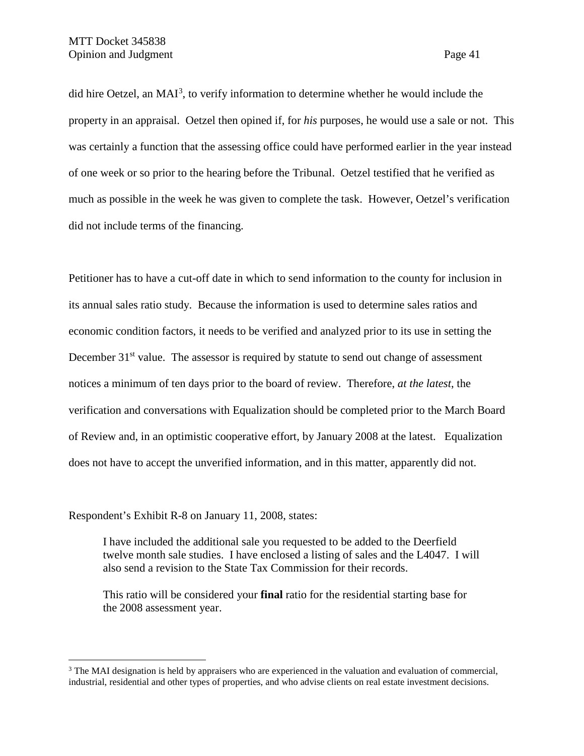did hire Oetzel, an MAI[3], to verify information to determine whether he would include the property in an appraisal. Oetzel then opined if, for *his* purposes, he would use a sale or not. This was certainly a function that the assessing office could have performed earlier in the year instead of one week or so prior to the hearing before the Tribunal. Oetzel testified that he verified as much as possible in the week he was given to complete the task. However, Oetzel's verification did not include terms of the financing.

Petitioner has to have a cut-off date in which to send information to the county for inclusion in its annual sales ratio study. Because the information is used to determine sales ratios and economic condition factors, it needs to be verified and analyzed prior to its use in setting the December 31st value. The assessor is required by statute to send out change of assessment notices a minimum of ten days prior to the board of review. Therefore, *at the latest*, the verification and conversations with Equalization should be completed prior to the March Board of Review and, in an optimistic cooperative effort, by January 2008 at the latest. Equalization does not have to accept the unverified information, and in this matter, apparently did not.

Respondent's Exhibit R-8 on January 11, 2008, states:

> I have included the additional sale you requested to be added to the Deerfield twelve month sale studies. I have enclosed a listing of sales and the L4047. I will also send a revision to the State Tax Commission for their records.
>
> This ratio will be considered your **final** ratio for the residential starting base for the 2008 assessment year.

---

[3] The MAI designation is held by appraisers who are experienced in the valuation and evaluation of commercial, industrial, residential and other types of properties, and who advise clients on real estate investment decisions.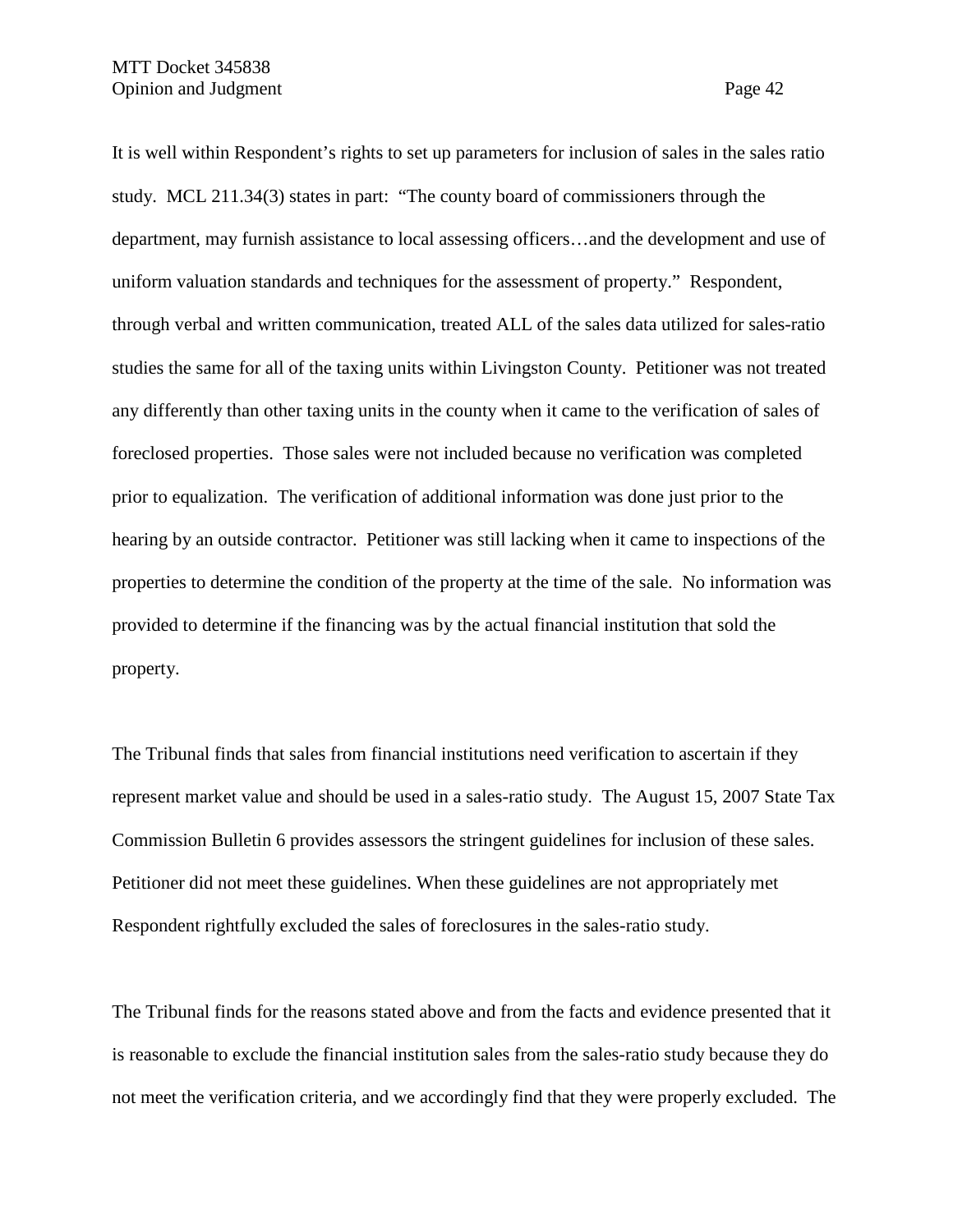It is well within Respondent's rights to set up parameters for inclusion of sales in the sales ratio study. MCL 211.34(3) states in part: "The county board of commissioners through the department, may furnish assistance to local assessing officers…and the development and use of uniform valuation standards and techniques for the assessment of property." Respondent, through verbal and written communication, treated ALL of the sales data utilized for sales-ratio studies the same for all of the taxing units within Livingston County. Petitioner was not treated any differently than other taxing units in the county when it came to the verification of sales of foreclosed properties. Those sales were not included because no verification was completed prior to equalization. The verification of additional information was done just prior to the hearing by an outside contractor. Petitioner was still lacking when it came to inspections of the properties to determine the condition of the property at the time of the sale. No information was provided to determine if the financing was by the actual financial institution that sold the property.

The Tribunal finds that sales from financial institutions need verification to ascertain if they represent market value and should be used in a sales-ratio study. The August 15, 2007 State Tax Commission Bulletin 6 provides assessors the stringent guidelines for inclusion of these sales. Petitioner did not meet these guidelines. When these guidelines are not appropriately met Respondent rightfully excluded the sales of foreclosures in the sales-ratio study.

The Tribunal finds for the reasons stated above and from the facts and evidence presented that it is reasonable to exclude the financial institution sales from the sales-ratio study because they do not meet the verification criteria, and we accordingly find that they were properly excluded. The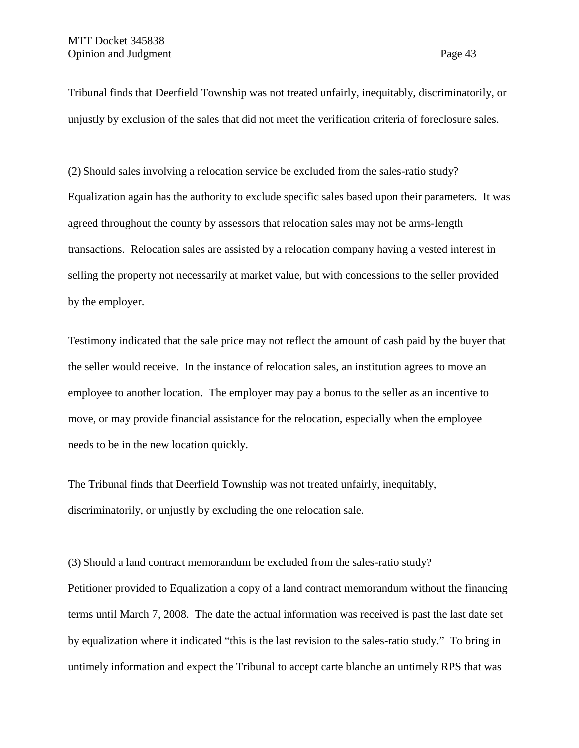Tribunal finds that Deerfield Township was not treated unfairly, inequitably, discriminatorily, or unjustly by exclusion of the sales that did not meet the verification criteria of foreclosure sales.

(2) Should sales involving a relocation service be excluded from the sales-ratio study?
Equalization again has the authority to exclude specific sales based upon their parameters. It was agreed throughout the county by assessors that relocation sales may not be arms-length transactions. Relocation sales are assisted by a relocation company having a vested interest in selling the property not necessarily at market value, but with concessions to the seller provided by the employer.

Testimony indicated that the sale price may not reflect the amount of cash paid by the buyer that the seller would receive. In the instance of relocation sales, an institution agrees to move an employee to another location. The employer may pay a bonus to the seller as an incentive to move, or may provide financial assistance for the relocation, especially when the employee needs to be in the new location quickly.

The Tribunal finds that Deerfield Township was not treated unfairly, inequitably, discriminatorily, or unjustly by excluding the one relocation sale.

(3) Should a land contract memorandum be excluded from the sales-ratio study?
Petitioner provided to Equalization a copy of a land contract memorandum without the financing terms until March 7, 2008. The date the actual information was received is past the last date set by equalization where it indicated "this is the last revision to the sales-ratio study." To bring in untimely information and expect the Tribunal to accept carte blanche an untimely RPS that was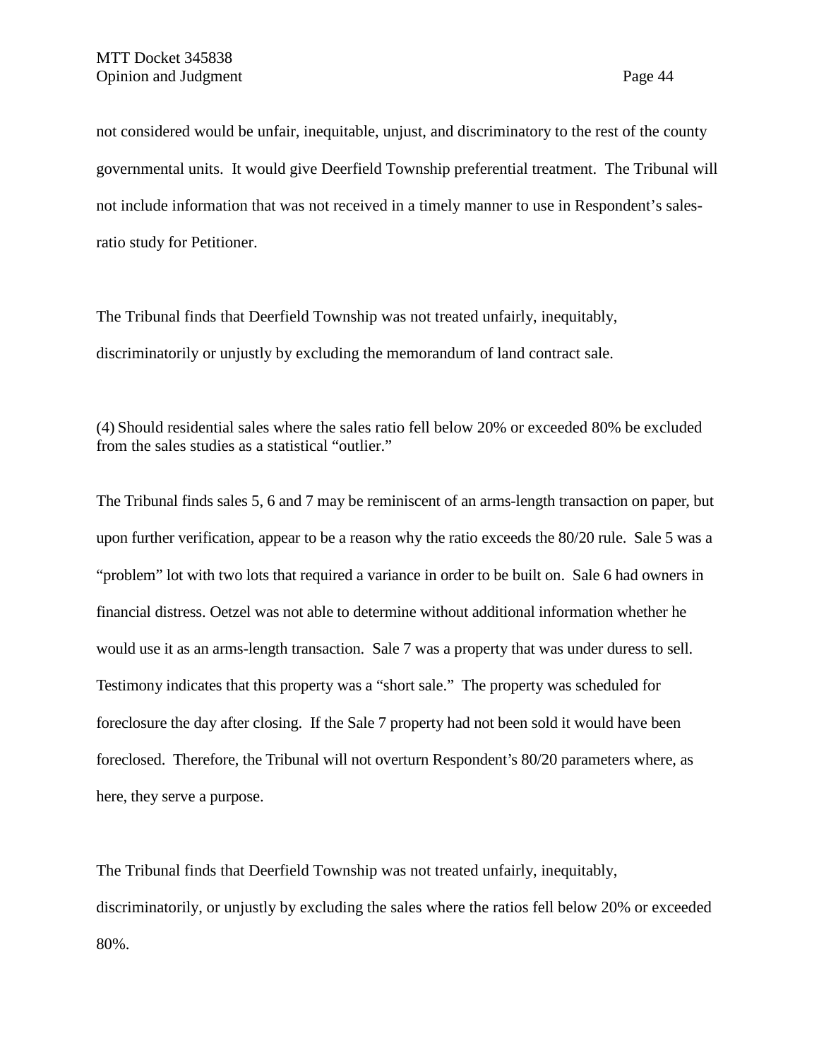not considered would be unfair, inequitable, unjust, and discriminatory to the rest of the county governmental units. It would give Deerfield Township preferential treatment. The Tribunal will not include information that was not received in a timely manner to use in Respondent's sales-ratio study for Petitioner.

The Tribunal finds that Deerfield Township was not treated unfairly, inequitably, discriminatorily or unjustly by excluding the memorandum of land contract sale.

(4) Should residential sales where the sales ratio fell below 20% or exceeded 80% be excluded from the sales studies as a statistical "outlier."

The Tribunal finds sales 5, 6 and 7 may be reminiscent of an arms-length transaction on paper, but upon further verification, appear to be a reason why the ratio exceeds the 80/20 rule. Sale 5 was a "problem" lot with two lots that required a variance in order to be built on. Sale 6 had owners in financial distress. Oetzel was not able to determine without additional information whether he would use it as an arms-length transaction. Sale 7 was a property that was under duress to sell. Testimony indicates that this property was a "short sale." The property was scheduled for foreclosure the day after closing. If the Sale 7 property had not been sold it would have been foreclosed. Therefore, the Tribunal will not overturn Respondent's 80/20 parameters where, as here, they serve a purpose.

The Tribunal finds that Deerfield Township was not treated unfairly, inequitably, discriminatorily, or unjustly by excluding the sales where the ratios fell below 20% or exceeded 80%.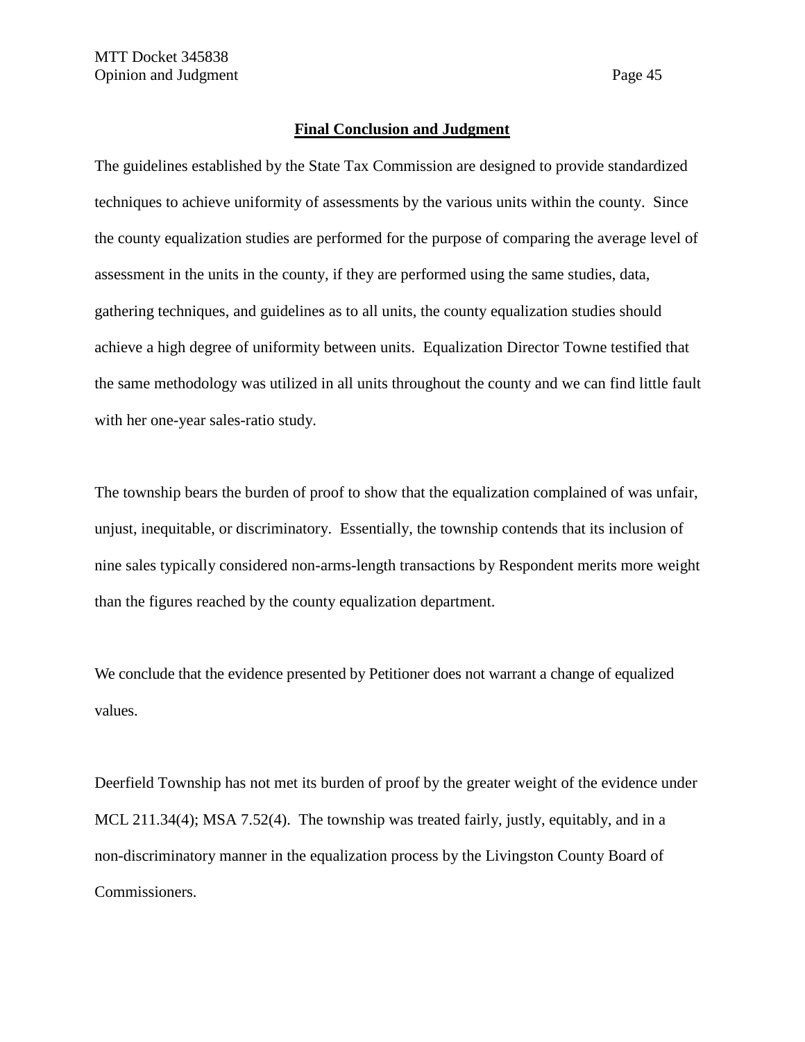**Final Conclusion and Judgment**

The guidelines established by the State Tax Commission are designed to provide standardized techniques to achieve uniformity of assessments by the various units within the county. Since the county equalization studies are performed for the purpose of comparing the average level of assessment in the units in the county, if they are performed using the same studies, data, gathering techniques, and guidelines as to all units, the county equalization studies should achieve a high degree of uniformity between units. Equalization Director Towne testified that the same methodology was utilized in all units throughout the county and we can find little fault with her one-year sales-ratio study.

The township bears the burden of proof to show that the equalization complained of was unfair, unjust, inequitable, or discriminatory. Essentially, the township contends that its inclusion of nine sales typically considered non-arms-length transactions by Respondent merits more weight than the figures reached by the county equalization department.

We conclude that the evidence presented by Petitioner does not warrant a change of equalized values.

Deerfield Township has not met its burden of proof by the greater weight of the evidence under MCL 211.34(4); MSA 7.52(4). The township was treated fairly, justly, equitably, and in a non-discriminatory manner in the equalization process by the Livingston County Board of Commissioners.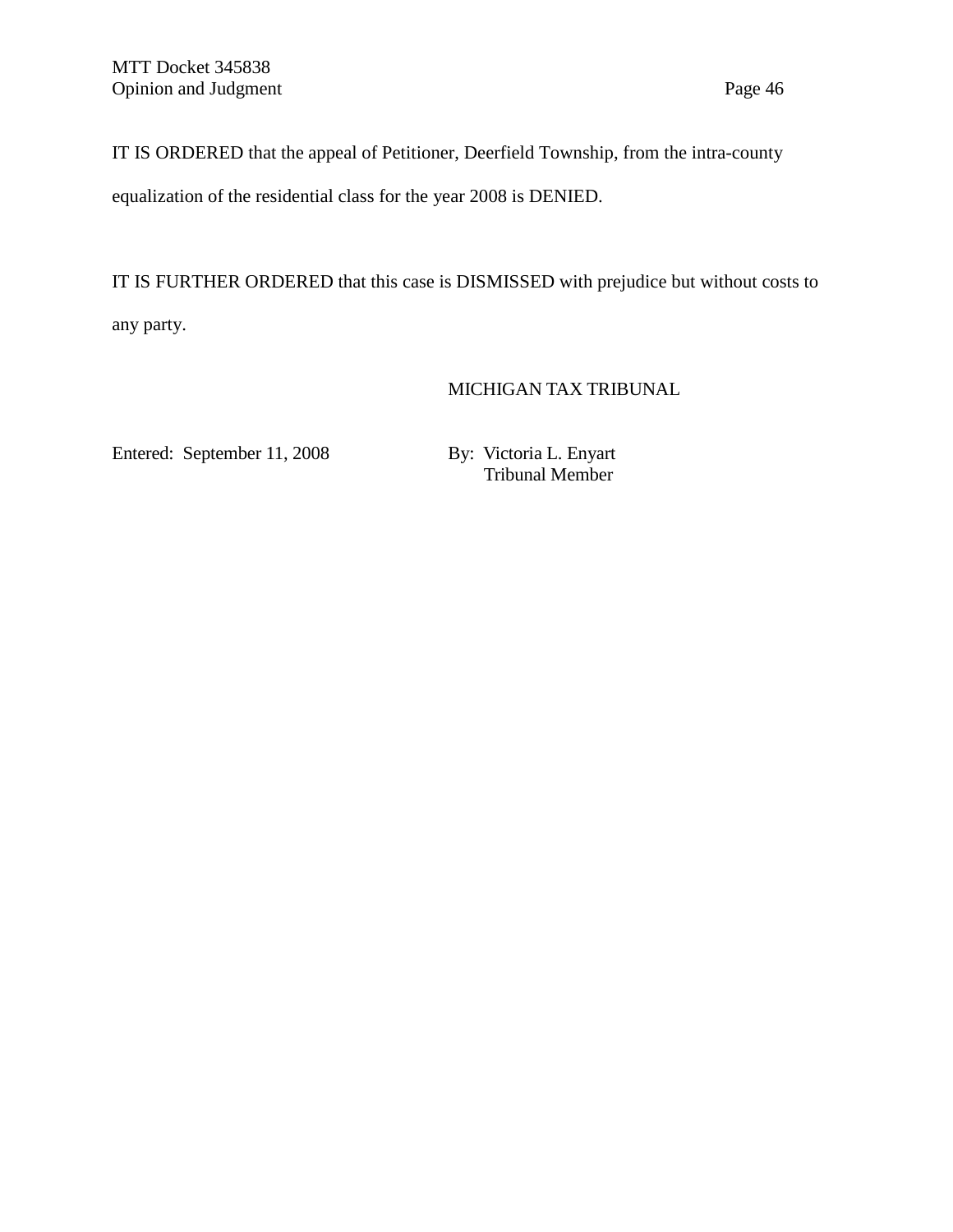IT IS ORDERED that the appeal of Petitioner, Deerfield Township, from the intra-county equalization of the residential class for the year 2008 is DENIED.

IT IS FURTHER ORDERED that this case is DISMISSED with prejudice but without costs to any party.

MICHIGAN TAX TRIBUNAL

Entered: September 11, 2008

By: Victoria L. Enyart
Tribunal Member